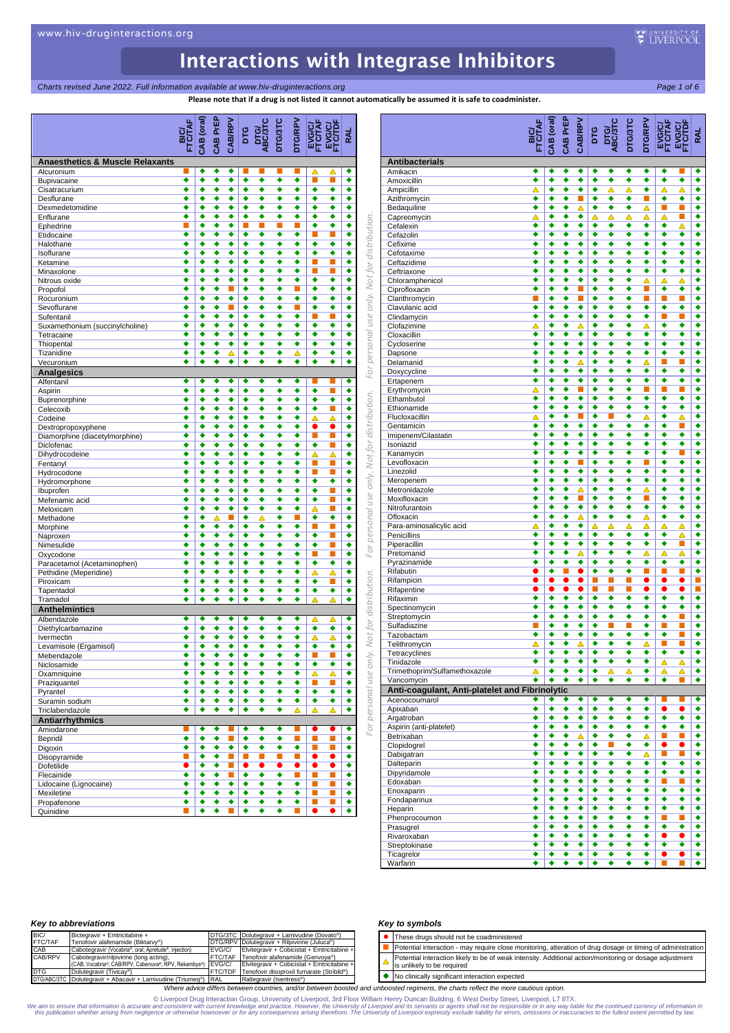# Interactions with Integrase Inhibitors

*Charts revised June 2022. Full information available at www.hiv-druginteractions.org*

**Please note that if a drug is not listed it cannot automatically be assumed it is safe to coadminister.**

| | BIC/FTC/TAF | CAB (oral) | CAB PrEP | CAB/RPV | DTG | DTG/ABC/3TC | DTG/3TC | DTG/RPV | EVG/C/FTC/TAF | EVG/C/FTC/TDF | RAL |
|---|---|---|---|---|---|---|---|---|---|---|---|
| **Anaesthetics & Muscle Relaxants** | | | | | | | | | | | |
| Alcuronium | ■ | ◆ | ◆ | ◆ | ■ | ■ | ■ | ■ | △ | △ | ◆ |
| Bupivacaine | ◆ | ◆ | ◆ | ◆ | ◆ | ◆ | ◆ | ◆ | ■ | ■ | ◆ |
| Cisatracurium | ◆ | ◆ | ◆ | ◆ | ◆ | ◆ | ◆ | ◆ | ◆ | ◆ | ◆ |
| Desflurane | ◆ | ◆ | ◆ | ◆ | ◆ | ◆ | ◆ | ◆ | ◆ | ◆ | ◆ |
| Dexmedetomidine | ◆ | ◆ | ◆ | ◆ | ◆ | ◆ | ◆ | ◆ | ◆ | ◆ | ◆ |
| Enflurane | ◆ | ◆ | ◆ | ◆ | ◆ | ◆ | ◆ | ◆ | ◆ | ◆ | ◆ |
| Ephedrine | ■ | ◆ | ◆ | ◆ | ■ | ■ | ■ | ■ | ◆ | ◆ | ◆ |
| Etidocaine | ◆ | ◆ | ◆ | ◆ | ◆ | ◆ | ◆ | ◆ | ■ | ■ | ◆ |
| Halothane | ◆ | ◆ | ◆ | ◆ | ◆ | ◆ | ◆ | ◆ | ◆ | ◆ | ◆ |
| Isoflurane | ◆ | ◆ | ◆ | ◆ | ◆ | ◆ | ◆ | ◆ | ◆ | ◆ | ◆ |
| Ketamine | ◆ | ◆ | ◆ | ◆ | ◆ | ◆ | ◆ | ◆ | ■ | ■ | ◆ |
| Minaxolone | ◆ | ◆ | ◆ | ◆ | ◆ | ◆ | ◆ | ◆ | ■ | ■ | ◆ |
| Nitrous oxide | ◆ | ◆ | ◆ | ◆ | ◆ | ◆ | ◆ | ◆ | ◆ | ◆ | ◆ |
| Propofol | ◆ | ◆ | ◆ | ■ | ◆ | ◆ | ◆ | ■ | ◆ | ◆ | ◆ |
| Rocuronium | ◆ | ◆ | ◆ | ◆ | ◆ | ◆ | ◆ | ◆ | ◆ | ◆ | ◆ |
| Sevoflurane | ◆ | ◆ | ◆ | ■ | ◆ | ◆ | ◆ | ■ | ◆ | ◆ | ◆ |
| Sufentanil | ◆ | ◆ | ◆ | ◆ | ◆ | ◆ | ◆ | ◆ | ■ | ■ | ◆ |
| Suxamethonium (succinylcholine) | ◆ | ◆ | ◆ | ◆ | ◆ | ◆ | ◆ | ◆ | ◆ | ◆ | ◆ |
| Tetracaine | ◆ | ◆ | ◆ | ◆ | ◆ | ◆ | ◆ | ◆ | ◆ | ◆ | ◆ |
| Thiopental | ◆ | ◆ | ◆ | ◆ | ◆ | ◆ | ◆ | ◆ | ◆ | ◆ | ◆ |
| Tizanidine | ◆ | ◆ | ◆ | △ | ◆ | ◆ | ◆ | △ | ◆ | ◆ | ◆ |
| Vecuronium | ◆ | ◆ | ◆ | ◆ | ◆ | ◆ | ◆ | ◆ | ◆ | ◆ | ◆ |
| **Analgesics** | | | | | | | | | | | |
| Alfentanil | ◆ | ◆ | ◆ | ◆ | ◆ | ◆ | ◆ | ◆ | ■ | ■ | ◆ |
| Aspirin | ◆ | ◆ | ◆ | ◆ | ◆ | ◆ | ◆ | ◆ | ◆ | ■ | ◆ |
| Buprenorphine | ◆ | ◆ | ◆ | ◆ | ◆ | ◆ | ◆ | ◆ | ◆ | ◆ | ◆ |
| Celecoxib | ◆ | ◆ | ◆ | ◆ | ◆ | ◆ | ◆ | ◆ | ◆ | ■ | ◆ |
| Codeine | ◆ | ◆ | ◆ | ◆ | ◆ | ◆ | ◆ | ◆ | △ | △ | ◆ |
| Dextropropoxyphene | ◆ | ◆ | ◆ | ◆ | ◆ | ◆ | ◆ | ◆ | ● | ● | ◆ |
| Diamorphine (diacetylmorphine) | ◆ | ◆ | ◆ | ◆ | ◆ | ◆ | ◆ | ◆ | ■ | ■ | ◆ |
| Diclofenac | ◆ | ◆ | ◆ | ◆ | ◆ | ◆ | ◆ | ◆ | ◆ | ■ | ◆ |
| Dihydrocodeine | ◆ | ◆ | ◆ | ◆ | ◆ | ◆ | ◆ | ◆ | △ | △ | ◆ |
| Fentanyl | ◆ | ◆ | ◆ | ◆ | ◆ | ◆ | ◆ | ◆ | ■ | ■ | ◆ |
| Hydrocodone | ◆ | ◆ | ◆ | ◆ | ◆ | ◆ | ◆ | ◆ | ■ | ■ | ◆ |
| Hydromorphone | ◆ | ◆ | ◆ | ◆ | ◆ | ◆ | ◆ | ◆ | ◆ | ◆ | ◆ |
| Ibuprofen | ◆ | ◆ | ◆ | ◆ | ◆ | ◆ | ◆ | ◆ | ◆ | ■ | ◆ |
| Mefenamic acid | ◆ | ◆ | ◆ | ◆ | ◆ | ◆ | ◆ | ◆ | ◆ | ■ | ◆ |
| Meloxicam | ◆ | ◆ | ◆ | ◆ | ◆ | ◆ | ◆ | ◆ | △ | ■ | ◆ |
| Methadone | ◆ | ◆ | △ | ■ | ◆ | △ | ◆ | ■ | ◆ | ◆ | ◆ |
| Morphine | ◆ | ◆ | ◆ | ◆ | ◆ | ◆ | ◆ | ◆ | ■ | ■ | ◆ |
| Naproxen | ◆ | ◆ | ◆ | ◆ | ◆ | ◆ | ◆ | ◆ | ◆ | ■ | ◆ |
| Nimesulide | ◆ | ◆ | ◆ | ◆ | ◆ | ◆ | ◆ | ◆ | ◆ | ■ | ◆ |
| Oxycodone | ◆ | ◆ | ◆ | ◆ | ◆ | ◆ | ◆ | ◆ | ■ | ■ | ◆ |
| Paracetamol (Acetaminophen) | ◆ | ◆ | ◆ | ◆ | ◆ | ◆ | ◆ | ◆ | ◆ | ◆ | ◆ |
| Pethidine (Meperidine) | ◆ | ◆ | ◆ | ◆ | ◆ | ◆ | ◆ | ◆ | △ | △ | ◆ |
| Piroxicam | ◆ | ◆ | ◆ | ◆ | ◆ | ◆ | ◆ | ◆ | ◆ | ■ | ◆ |
| Tapentadol | ◆ | ◆ | ◆ | ◆ | ◆ | ◆ | ◆ | ◆ | ◆ | ◆ | ◆ |
| Tramadol | ◆ | ◆ | ◆ | ◆ | ◆ | ◆ | ◆ | ◆ | △ | △ | ◆ |
| **Anthelmintics** | | | | | | | | | | | |
| Albendazole | ◆ | ◆ | ◆ | ◆ | ◆ | ◆ | ◆ | ◆ | △ | △ | ◆ |
| Diethylcarbamazine | ◆ | ◆ | ◆ | ◆ | ◆ | ◆ | ◆ | ◆ | ◆ | ◆ | ◆ |
| Ivermectin | ◆ | ◆ | ◆ | ◆ | ◆ | ◆ | ◆ | ◆ | △ | △ | ◆ |
| Levamisole (Ergamisol) | ◆ | ◆ | ◆ | ◆ | ◆ | ◆ | ◆ | ◆ | ◆ | ◆ | ◆ |
| Mebendazole | ◆ | ◆ | ◆ | ◆ | ◆ | ◆ | ◆ | ◆ | ■ | ■ | ◆ |
| Niclosamide | ◆ | ◆ | ◆ | ◆ | ◆ | ◆ | ◆ | ◆ | ◆ | ◆ | ◆ |
| Oxamniquine | ◆ | ◆ | ◆ | ◆ | ◆ | ◆ | ◆ | ◆ | △ | △ | ◆ |
| Praziquantel | ◆ | ◆ | ◆ | ◆ | ◆ | ◆ | ◆ | ◆ | ■ | ■ | ◆ |
| Pyrantel | ◆ | ◆ | ◆ | ◆ | ◆ | ◆ | ◆ | ◆ | ◆ | ◆ | ◆ |
| Suramin sodium | ◆ | ◆ | ◆ | ◆ | ◆ | ◆ | ◆ | ◆ | ◆ | ◆ | ◆ |
| Triclabendazole | ◆ | ◆ | ◆ | ◆ | ◆ | ◆ | ◆ | △ | △ | △ | ◆ |
| **Antiarrhythmics** | | | | | | | | | | | |
| Amiodarone | ■ | ◆ | ◆ | ■ | ◆ | ◆ | ◆ | ■ | ● | ● | ◆ |
| Bepridil | ◆ | ◆ | ◆ | ■ | ◆ | ◆ | ◆ | ■ | ■ | ■ | ◆ |
| Digoxin | ◆ | ◆ | ◆ | ◆ | ◆ | ◆ | ◆ | ◆ | ■ | ■ | ◆ |
| Disopyramide | ■ | ◆ | ◆ | ■ | ■ | ■ | ■ | ■ | ● | ● | ◆ |
| Dofetilide | ● | ◆ | ◆ | ■ | ● | ● | ● | ● | ● | ● | ◆ |
| Flecainide | ◆ | ◆ | ◆ | ■ | ◆ | ◆ | ◆ | ■ | ■ | ■ | ◆ |
| Lidocaine (Lignocaine) | ◆ | ◆ | ◆ | ◆ | ◆ | ◆ | ◆ | ◆ | ■ | ■ | ◆ |
| Mexiletine | ◆ | ◆ | ◆ | ◆ | ◆ | ◆ | ◆ | ◆ | ■ | ■ | ◆ |
| Propafenone | ◆ | ◆ | ◆ | ◆ | ◆ | ◆ | ◆ | ◆ | ■ | ■ | ◆ |
| Quinidine | ■ | ◆ | ◆ | ■ | ◆ | ◆ | ◆ | ■ | ● | ● | ◆ |

| | BIC/FTC/TAF | CAB (oral) | CAB PrEP | CAB/RPV | DTG | DTG/ABC/3TC | DTG/3TC | DTG/RPV | EVG/C/FTC/TAF | EVG/C/FTC/TDF | RAL |
|---|---|---|---|---|---|---|---|---|---|---|---|
| **Antibacterials** | | | | | | | | | | | |
| Amikacin | ◆ | ◆ | ◆ | ◆ | ◆ | ◆ | ◆ | ◆ | ◆ | ■ | ◆ |
| Amoxicillin | ◆ | ◆ | ◆ | ◆ | ◆ | ◆ | ◆ | ◆ | ◆ | ◆ | ◆ |
| Ampicillin | △ | ◆ | ◆ | ◆ | ◆ | △ | △ | ◆ | △ | △ | ◆ |
| Azithromycin | ◆ | ◆ | ◆ | ■ | ◆ | ◆ | ◆ | ■ | ◆ | ◆ | ◆ |
| Bedaquiline | ◆ | ◆ | ◆ | △ | ◆ | ◆ | ◆ | △ | ■ | ■ | ◆ |
| Capreomycin | △ | ◆ | ◆ | ◆ | △ | △ | △ | △ | △ | ■ | ◆ |
| Cefalexin | ◆ | ◆ | ◆ | ◆ | ◆ | ◆ | ◆ | ◆ | ◆ | △ | ◆ |
| Cefazolin | ◆ | ◆ | ◆ | ◆ | ◆ | ◆ | ◆ | ◆ | ◆ | ◆ | ◆ |
| Cefixime | ◆ | ◆ | ◆ | ◆ | ◆ | ◆ | ◆ | ◆ | ◆ | ◆ | ◆ |
| Cefotaxime | ◆ | ◆ | ◆ | ◆ | ◆ | ◆ | ◆ | ◆ | ◆ | ◆ | ◆ |
| Ceftazidime | ◆ | ◆ | ◆ | ◆ | ◆ | ◆ | ◆ | ◆ | ◆ | ◆ | ◆ |
| Ceftriaxone | ◆ | ◆ | ◆ | ◆ | ◆ | ◆ | ◆ | ◆ | ◆ | ◆ | ◆ |
| Chloramphenicol | ◆ | ◆ | ◆ | ◆ | ◆ | ◆ | ◆ | △ | △ | △ | ◆ |
| Ciprofloxacin | ◆ | ◆ | ◆ | ■ | ◆ | ◆ | ◆ | ■ | ◆ | ◆ | ◆ |
| Clarithromycin | ■ | ◆ | ◆ | ■ | ◆ | ◆ | ◆ | ■ | ■ | ■ | ◆ |
| Clavulanic acid | ◆ | ◆ | ◆ | ◆ | ◆ | ◆ | ◆ | ◆ | ◆ | ◆ | ◆ |
| Clindamycin | ◆ | ◆ | ◆ | ◆ | ◆ | ◆ | ◆ | ◆ | ■ | ■ | ◆ |
| Clofazimine | △ | ◆ | ◆ | △ | ◆ | ◆ | ◆ | △ | ◆ | ◆ | ◆ |
| Cloxacillin | ◆ | ◆ | ◆ | ◆ | ◆ | ◆ | ◆ | ◆ | ◆ | ◆ | ◆ |
| Cycloserine | ◆ | ◆ | ◆ | ◆ | ◆ | ◆ | ◆ | ◆ | ◆ | ◆ | ◆ |
| Dapsone | ◆ | ◆ | ◆ | ◆ | ◆ | ◆ | ◆ | ◆ | ◆ | ◆ | ◆ |
| Delamanid | ◆ | ◆ | ◆ | △ | ◆ | ◆ | ◆ | △ | ■ | ■ | ◆ |
| Doxycycline | ◆ | ◆ | ◆ | ◆ | ◆ | ◆ | ◆ | ◆ | ◆ | ◆ | ◆ |
| Ertapenem | ◆ | ◆ | ◆ | ◆ | ◆ | ◆ | ◆ | ◆ | ◆ | ◆ | ◆ |
| Erythromycin | △ | ◆ | ◆ | ■ | ◆ | ◆ | ◆ | ■ | ■ | ■ | ◆ |
| Ethambutol | ◆ | ◆ | ◆ | ◆ | ◆ | ◆ | ◆ | ◆ | ◆ | ◆ | ◆ |
| Ethionamide | ◆ | ◆ | ◆ | ◆ | ◆ | ◆ | ◆ | ◆ | ◆ | ◆ | ◆ |
| Flucloxacillin | △ | ◆ | ◆ | ■ | ◆ | ■ | ◆ | △ | ◆ | △ | ◆ |
| Gentamicin | ◆ | ◆ | ◆ | ◆ | ◆ | ◆ | ◆ | ◆ | ◆ | ■ | ◆ |
| Imipenem/Cilastatin | ◆ | ◆ | ◆ | ◆ | ◆ | ◆ | ◆ | ◆ | ◆ | ◆ | ◆ |
| Isoniazid | ◆ | ◆ | ◆ | ◆ | ◆ | ◆ | ◆ | ◆ | ◆ | ◆ | ◆ |
| Kanamycin | ◆ | ◆ | ◆ | ◆ | ◆ | ◆ | ◆ | ◆ | ◆ | ■ | ◆ |
| Levofloxacin | ◆ | ◆ | ◆ | ■ | ◆ | ◆ | ◆ | ■ | ◆ | ◆ | ◆ |
| Linezolid | ◆ | ◆ | ◆ | ◆ | ◆ | ◆ | ◆ | ◆ | ◆ | ◆ | ◆ |
| Meropenem | ◆ | ◆ | ◆ | ◆ | ◆ | ◆ | ◆ | ◆ | ◆ | ◆ | ◆ |
| Metronidazole | ◆ | ◆ | ◆ | △ | ◆ | ◆ | ◆ | △ | ◆ | ◆ | ◆ |
| Moxifloxacin | ◆ | ◆ | ◆ | ■ | ◆ | ◆ | ◆ | ■ | ◆ | ◆ | ◆ |
| Nitrofurantoin | ◆ | ◆ | ◆ | ◆ | ◆ | ◆ | ◆ | ◆ | ◆ | ◆ | ◆ |
| Ofloxacin | ◆ | ◆ | ◆ | △ | ◆ | ◆ | ◆ | △ | ◆ | ◆ | ◆ |
| Para-aminosalicylic acid | △ | ◆ | ◆ | ◆ | △ | △ | △ | △ | △ | △ | ◆ |
| Penicillins | ◆ | ◆ | ◆ | ◆ | ◆ | ◆ | ◆ | ◆ | ◆ | ◆ | ◆ |
| Piperacillin | ◆ | ◆ | ◆ | ◆ | ◆ | ◆ | ◆ | ◆ | ◆ | ■ | ◆ |
| Pretomanid | ◆ | ◆ | ◆ | △ | ◆ | ◆ | ◆ | △ | △ | △ | ◆ |
| Pyrazinamide | ◆ | ◆ | ◆ | ◆ | ◆ | ◆ | ◆ | ◆ | ◆ | ◆ | ◆ |
| Rifabutin | ● | ◆ | ■ | ● | ◆ | ◆ | ◆ | ■ | ■ | ■ | ◆ |
| Rifampicin | ● | ● | ● | ● | ■ | ■ | ■ | ● | ● | ● | ■ |
| Rifapentine | ● | ◆ | ● | ● | ■ | ■ | ■ | ● | ● | ● | ■ |
| Rifaximin | ◆ | ◆ | ◆ | ◆ | ◆ | ◆ | ◆ | ◆ | ◆ | ◆ | ◆ |
| Spectinomycin | ◆ | ◆ | ◆ | ◆ | ◆ | ◆ | ◆ | ◆ | ◆ | ◆ | ◆ |
| Streptomycin | ◆ | ◆ | ◆ | ◆ | ◆ | ◆ | ◆ | ◆ | ◆ | ■ | ◆ |
| Sulfadiazine | ■ | ◆ | ◆ | ◆ | ◆ | ■ | ■ | ◆ | ■ | ■ | ◆ |
| Tazobactam | ◆ | ◆ | ◆ | ◆ | ◆ | ◆ | ◆ | ◆ | ◆ | ■ | ◆ |
| Telithromycin | △ | ◆ | ◆ | △ | ◆ | ◆ | ◆ | △ | ■ | ■ | ◆ |
| Tetracyclines | ◆ | ◆ | ◆ | ◆ | ◆ | ◆ | ◆ | ◆ | ◆ | ◆ | ◆ |
| Tinidazole | ◆ | ◆ | ◆ | ◆ | ◆ | ◆ | ◆ | ◆ | △ | △ | ◆ |
| Trimethoprim/Sulfamethoxazole | △ | ◆ | ◆ | ◆ | ◆ | △ | △ | ◆ | △ | △ | ◆ |
| Vancomycin | ◆ | ◆ | ◆ | ◆ | ◆ | ◆ | ◆ | ◆ | ◆ | ■ | ◆ |
| **Anti-coagulant, Anti-platelet and Fibrinolytic** | | | | | | | | | | | |
| Acenocoumarol | ◆ | ◆ | ◆ | ◆ | ◆ | ◆ | ◆ | ◆ | ■ | ■ | ◆ |
| Apixaban | ◆ | ◆ | ◆ | ◆ | ◆ | ◆ | ◆ | ◆ | ● | ● | ◆ |
| Argatroban | ◆ | ◆ | ◆ | ◆ | ◆ | ◆ | ◆ | ◆ | ◆ | ◆ | ◆ |
| Aspirin (anti-platelet) | ◆ | ◆ | ◆ | ◆ | ◆ | ◆ | ◆ | ◆ | ◆ | ◆ | ◆ |
| Betrixaban | ◆ | ◆ | ◆ | △ | ◆ | ◆ | ◆ | △ | ■ | ■ | ◆ |
| Clopidogrel | ◆ | ◆ | ◆ | ◆ | ◆ | ■ | ◆ | ◆ | ● | ● | ◆ |
| Dabigatran | ◆ | ◆ | ◆ | ◆ | ◆ | ◆ | ◆ | △ | ■ | ■ | ◆ |
| Dalteparin | ◆ | ◆ | ◆ | ◆ | ◆ | ◆ | ◆ | ◆ | ◆ | ◆ | ◆ |
| Dipyridamole | ◆ | ◆ | ◆ | ◆ | ◆ | ◆ | ◆ | ◆ | ◆ | ◆ | ◆ |
| Edoxaban | ◆ | ◆ | ◆ | ◆ | ◆ | ◆ | ◆ | ◆ | ■ | ■ | ◆ |
| Enoxaparin | ◆ | ◆ | ◆ | ◆ | ◆ | ◆ | ◆ | ◆ | ◆ | ◆ | ◆ |
| Fondaparinux | ◆ | ◆ | ◆ | ◆ | ◆ | ◆ | ◆ | ◆ | ◆ | ◆ | ◆ |
| Heparin | ◆ | ◆ | ◆ | ◆ | ◆ | ◆ | ◆ | ◆ | ◆ | ◆ | ◆ |
| Phenprocoumon | ◆ | ◆ | ◆ | ◆ | ◆ | ◆ | ◆ | ◆ | ■ | ■ | ◆ |
| Prasugrel | ◆ | ◆ | ◆ | ◆ | ◆ | ◆ | ◆ | ◆ | ◆ | ◆ | ◆ |
| Rivaroxaban | ◆ | ◆ | ◆ | ◆ | ◆ | ◆ | ◆ | ◆ | ● | ● | ◆ |
| Streptokinase | ◆ | ◆ | ◆ | ◆ | ◆ | ◆ | ◆ | ◆ | ◆ | ◆ | ◆ |
| Ticagrelor | ◆ | ◆ | ◆ | ◆ | ◆ | ◆ | ◆ | ◆ | ● | ● | ◆ |
| Warfarin | ◆ | ◆ | ◆ | ◆ | ◆ | ◆ | ◆ | ◆ | ■ | ■ | ◆ |

### Key to abbreviations

| | | | |
|---|---|---|---|
| BIC/FTC/TAF | Bictegravir + Emtricitabine + Tenofovir alafenamide (Biktarvy®) | DTG/3TC | Dolutegravir + Lamivudine (Dovato®) |
| CAB | Cabotegravir (Vocabria®, oral; Apretude®, injection) | DTG/RPV | Dolutegravir + Rilpivirine (Juluca®) |
| CAB/RPV | Cabotegravir/rilpivirine (long acting), (CAB, Vocabria®; CAB/RPV, Cabenuva®; RPV, Rekambys®) | EVG/C/FTC/TAF | Elvitegravir + Cobicistat + Emtricitabine + Tenofovir alafenamide (Genvoya®) |
| DTG | Dolutegravir (Tivicay®) | EVG/C/FTC/TDF | Elvitegravir + Cobicistat + Emtricitabine + Tenofovir disoproxil fumarate (Stribild®) |
| DTG/ABC/3TC | Dolutegravir + Abacavir + Lamivudine (Triumeq®) | RAL | Raltegravir (Isentress®) |

### Key to symbols

- ● These drugs should not be coadministered
- ■ Potential interaction - may require close monitoring, alteration of drug dosage or timing of administration
- △ Potential interaction likely to be of weak intensity. Additional action/monitoring or dosage adjustment is unlikely to be required
- ◆ No clinically significant interaction expected

*Where advice differs between countries, and/or between boosted and unboosted regimens, the charts reflect the more cautious option.*

© Liverpool Drug Interaction Group, University of Liverpool, 3rd Floor William Henry Duncan Building, 6 West Derby Street, Liverpool, L7 8TX.

*We aim to ensure that information is accurate and consistent with current knowledge and practice. However, the University of Liverpool and its servants or agents shall not be responsible or in any way liable for the continued currency of information in this publication whether arising from negligence or otherwise howsoever or for any consequences arising therefrom. The University of Liverpool expressly exclude liability for errors, omissions or inaccuracies to the fullest extent permitted by law.*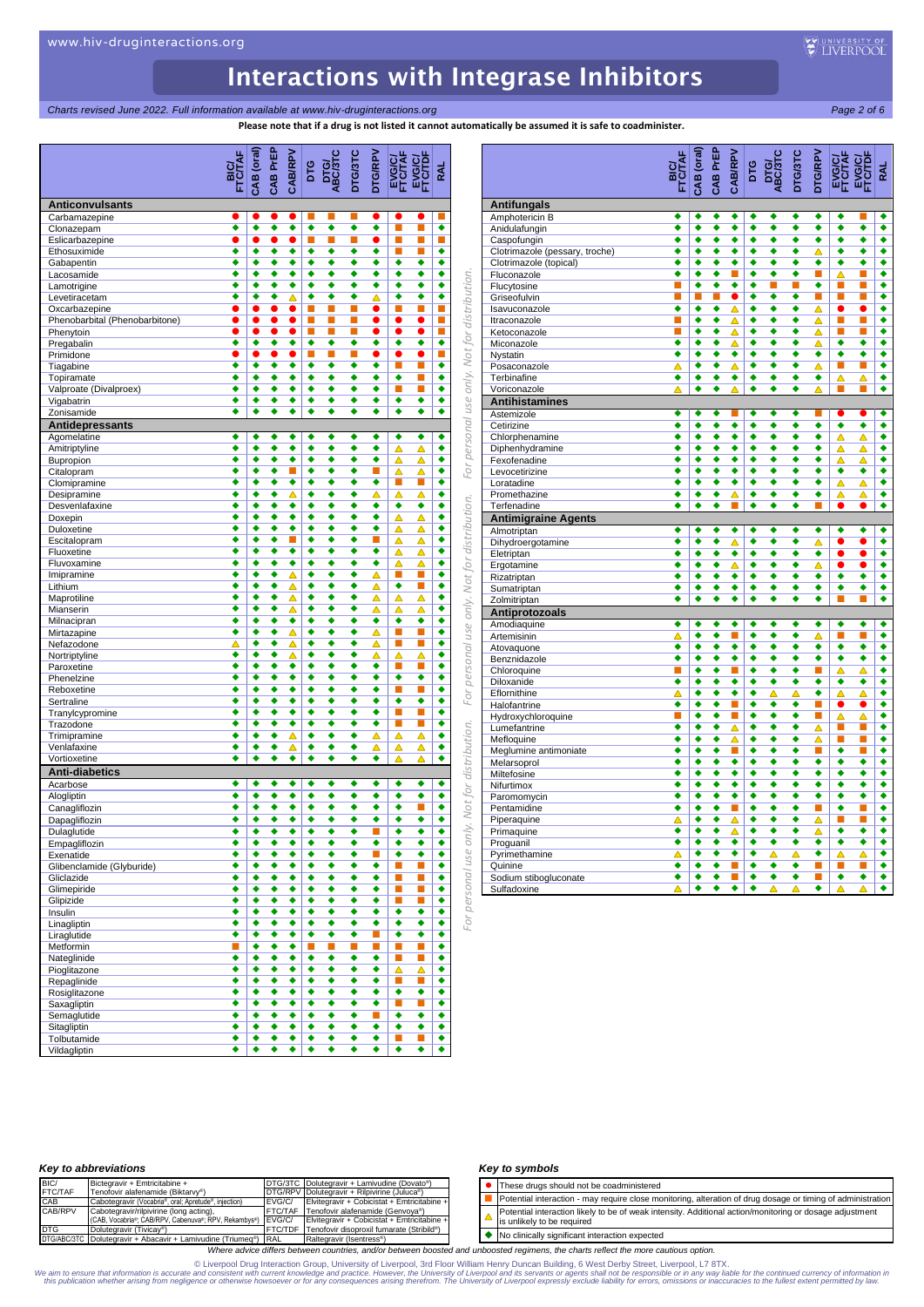# Interactions with Integrase Inhibitors

*Charts revised June 2022. Full information available at www.hiv-druginteractions.org*

**Please note that if a drug is not listed it cannot automatically be assumed it is safe to coadminister.**

| | BIC/FTC/TAF | CAB (oral) | CAB PrEP | CAB/RPV | DTG | DTG/ABC/3TC | DTG/3TC | DTG/RPV | EVG/C/FTC/TAF | EVG/C/FTC/TDF | RAL |
|---|---|---|---|---|---|---|---|---|---|---|---|
| **Anticonvulsants** | | | | | | | | | | | |
| Carbamazepine | ● | ● | ● | ● | ■ | ■ | ■ | ● | ● | ● | ■ |
| Clonazepam | ◆ | ◆ | ◆ | ◆ | ◆ | ◆ | ◆ | ◆ | ■ | ■ | ◆ |
| Eslicarbazepine | ● | ● | ● | ● | ■ | ■ | ■ | ● | ■ | ■ | ■ |
| Ethosuximide | ◆ | ◆ | ◆ | ◆ | ◆ | ◆ | ◆ | ◆ | ■ | ■ | ◆ |
| Gabapentin | ◆ | ◆ | ◆ | ◆ | ◆ | ◆ | ◆ | ◆ | ◆ | ◆ | ◆ |
| Lacosamide | ◆ | ◆ | ◆ | ◆ | ◆ | ◆ | ◆ | ◆ | ◆ | ◆ | ◆ |
| Lamotrigine | ◆ | ◆ | ◆ | ◆ | ◆ | ◆ | ◆ | ◆ | ◆ | ◆ | ◆ |
| Levetiracetam | ◆ | ◆ | ◆ | ▲ | ◆ | ◆ | ◆ | ▲ | ◆ | ◆ | ◆ |
| Oxcarbazepine | ● | ● | ● | ● | ■ | ■ | ■ | ● | ■ | ■ | ■ |
| Phenobarbital (Phenobarbitone) | ● | ● | ● | ● | ■ | ■ | ■ | ● | ● | ● | ■ |
| Phenytoin | ● | ● | ● | ● | ■ | ■ | ■ | ● | ● | ● | ■ |
| Pregabalin | ◆ | ◆ | ◆ | ◆ | ◆ | ◆ | ◆ | ◆ | ◆ | ◆ | ◆ |
| Primidone | ● | ● | ● | ● | ■ | ■ | ■ | ● | ● | ● | ■ |
| Tiagabine | ◆ | ◆ | ◆ | ◆ | ◆ | ◆ | ◆ | ◆ | ■ | ■ | ◆ |
| Topiramate | ◆ | ◆ | ◆ | ◆ | ◆ | ◆ | ◆ | ◆ | ◆ | ■ | ◆ |
| Valproate (Divalproex) | ◆ | ◆ | ◆ | ◆ | ◆ | ◆ | ◆ | ◆ | ■ | ■ | ◆ |
| Vigabatrin | ◆ | ◆ | ◆ | ◆ | ◆ | ◆ | ◆ | ◆ | ◆ | ◆ | ◆ |
| Zonisamide | ◆ | ◆ | ◆ | ◆ | ◆ | ◆ | ◆ | ◆ | ◆ | ◆ | ◆ |
| **Antidepressants** | | | | | | | | | | | |
| Agomelatine | ◆ | ◆ | ◆ | ◆ | ◆ | ◆ | ◆ | ◆ | ◆ | ◆ | ◆ |
| Amitriptyline | ◆ | ◆ | ◆ | ◆ | ◆ | ◆ | ◆ | ◆ | ▲ | ▲ | ◆ |
| Bupropion | ◆ | ◆ | ◆ | ◆ | ◆ | ◆ | ◆ | ◆ | ▲ | ▲ | ◆ |
| Citalopram | ◆ | ◆ | ◆ | ■ | ◆ | ◆ | ◆ | ■ | ▲ | ▲ | ◆ |
| Clomipramine | ◆ | ◆ | ◆ | ◆ | ◆ | ◆ | ◆ | ◆ | ■ | ■ | ◆ |
| Desipramine | ◆ | ◆ | ◆ | ▲ | ◆ | ◆ | ◆ | ▲ | ▲ | ▲ | ◆ |
| Desvenlafaxine | ◆ | ◆ | ◆ | ◆ | ◆ | ◆ | ◆ | ◆ | ◆ | ◆ | ◆ |
| Doxepin | ◆ | ◆ | ◆ | ◆ | ◆ | ◆ | ◆ | ◆ | ▲ | ▲ | ◆ |
| Duloxetine | ◆ | ◆ | ◆ | ◆ | ◆ | ◆ | ◆ | ◆ | ▲ | ▲ | ◆ |
| Escitalopram | ◆ | ◆ | ◆ | ■ | ◆ | ◆ | ◆ | ■ | ▲ | ▲ | ◆ |
| Fluoxetine | ◆ | ◆ | ◆ | ◆ | ◆ | ◆ | ◆ | ◆ | ▲ | ▲ | ◆ |
| Fluvoxamine | ◆ | ◆ | ◆ | ◆ | ◆ | ◆ | ◆ | ◆ | ▲ | ▲ | ◆ |
| Imipramine | ◆ | ◆ | ◆ | ▲ | ◆ | ◆ | ◆ | ▲ | ■ | ■ | ◆ |
| Lithium | ◆ | ◆ | ◆ | ▲ | ◆ | ◆ | ◆ | ▲ | ◆ | ■ | ◆ |
| Maprotiline | ◆ | ◆ | ◆ | ▲ | ◆ | ◆ | ◆ | ▲ | ▲ | ▲ | ◆ |
| Mianserin | ◆ | ◆ | ◆ | ▲ | ◆ | ◆ | ◆ | ▲ | ▲ | ▲ | ◆ |
| Milnacipran | ◆ | ◆ | ◆ | ◆ | ◆ | ◆ | ◆ | ◆ | ◆ | ◆ | ◆ |
| Mirtazapine | ◆ | ◆ | ◆ | ▲ | ◆ | ◆ | ◆ | ▲ | ■ | ■ | ◆ |
| Nefazodone | ▲ | ◆ | ◆ | ▲ | ◆ | ◆ | ◆ | ▲ | ■ | ■ | ◆ |
| Nortriptyline | ◆ | ◆ | ◆ | ▲ | ◆ | ◆ | ◆ | ▲ | ▲ | ▲ | ◆ |
| Paroxetine | ◆ | ◆ | ◆ | ◆ | ◆ | ◆ | ◆ | ◆ | ■ | ■ | ◆ |
| Phenelzine | ◆ | ◆ | ◆ | ◆ | ◆ | ◆ | ◆ | ◆ | ◆ | ◆ | ◆ |
| Reboxetine | ◆ | ◆ | ◆ | ◆ | ◆ | ◆ | ◆ | ◆ | ■ | ■ | ◆ |
| Sertraline | ◆ | ◆ | ◆ | ◆ | ◆ | ◆ | ◆ | ◆ | ◆ | ◆ | ◆ |
| Tranylcypromine | ◆ | ◆ | ◆ | ◆ | ◆ | ◆ | ◆ | ◆ | ■ | ■ | ◆ |
| Trazodone | ◆ | ◆ | ◆ | ◆ | ◆ | ◆ | ◆ | ◆ | ■ | ■ | ◆ |
| Trimipramine | ◆ | ◆ | ◆ | ▲ | ◆ | ◆ | ◆ | ▲ | ▲ | ▲ | ◆ |
| Venlafaxine | ◆ | ◆ | ◆ | ▲ | ◆ | ◆ | ◆ | ▲ | ▲ | ▲ | ◆ |
| Vortioxetine | ◆ | ◆ | ◆ | ◆ | ◆ | ◆ | ◆ | ◆ | ▲ | ▲ | ◆ |
| **Anti-diabetics** | | | | | | | | | | | |
| Acarbose | ◆ | ◆ | ◆ | ◆ | ◆ | ◆ | ◆ | ◆ | ◆ | ◆ | ◆ |
| Alogliptin | ◆ | ◆ | ◆ | ◆ | ◆ | ◆ | ◆ | ◆ | ◆ | ◆ | ◆ |
| Canagliflozin | ◆ | ◆ | ◆ | ◆ | ◆ | ◆ | ◆ | ◆ | ◆ | ■ | ◆ |
| Dapagliflozin | ◆ | ◆ | ◆ | ◆ | ◆ | ◆ | ◆ | ◆ | ◆ | ◆ | ◆ |
| Dulaglutide | ◆ | ◆ | ◆ | ◆ | ◆ | ◆ | ◆ | ■ | ◆ | ◆ | ◆ |
| Empagliflozin | ◆ | ◆ | ◆ | ◆ | ◆ | ◆ | ◆ | ◆ | ◆ | ◆ | ◆ |
| Exenatide | ◆ | ◆ | ◆ | ◆ | ◆ | ◆ | ◆ | ■ | ◆ | ◆ | ◆ |
| Glibenclamide (Glyburide) | ◆ | ◆ | ◆ | ◆ | ◆ | ◆ | ◆ | ◆ | ■ | ■ | ◆ |
| Gliclazide | ◆ | ◆ | ◆ | ◆ | ◆ | ◆ | ◆ | ◆ | ■ | ■ | ◆ |
| Glimepiride | ◆ | ◆ | ◆ | ◆ | ◆ | ◆ | ◆ | ◆ | ■ | ■ | ◆ |
| Glipizide | ◆ | ◆ | ◆ | ◆ | ◆ | ◆ | ◆ | ◆ | ■ | ■ | ◆ |
| Insulin | ◆ | ◆ | ◆ | ◆ | ◆ | ◆ | ◆ | ◆ | ◆ | ◆ | ◆ |
| Linagliptin | ◆ | ◆ | ◆ | ◆ | ◆ | ◆ | ◆ | ◆ | ◆ | ◆ | ◆ |
| Liraglutide | ◆ | ◆ | ◆ | ◆ | ◆ | ◆ | ◆ | ■ | ◆ | ◆ | ◆ |
| Metformin | ■ | ◆ | ◆ | ◆ | ■ | ■ | ■ | ■ | ■ | ■ | ◆ |
| Nateglinide | ◆ | ◆ | ◆ | ◆ | ◆ | ◆ | ◆ | ◆ | ■ | ■ | ◆ |
| Pioglitazone | ◆ | ◆ | ◆ | ◆ | ◆ | ◆ | ◆ | ◆ | ▲ | ▲ | ◆ |
| Repaglinide | ◆ | ◆ | ◆ | ◆ | ◆ | ◆ | ◆ | ◆ | ■ | ■ | ◆ |
| Rosiglitazone | ◆ | ◆ | ◆ | ◆ | ◆ | ◆ | ◆ | ◆ | ◆ | ◆ | ◆ |
| Saxagliptin | ◆ | ◆ | ◆ | ◆ | ◆ | ◆ | ◆ | ◆ | ■ | ■ | ◆ |
| Semaglutide | ◆ | ◆ | ◆ | ◆ | ◆ | ◆ | ◆ | ■ | ◆ | ◆ | ◆ |
| Sitagliptin | ◆ | ◆ | ◆ | ◆ | ◆ | ◆ | ◆ | ◆ | ◆ | ◆ | ◆ |
| Tolbutamide | ◆ | ◆ | ◆ | ◆ | ◆ | ◆ | ◆ | ◆ | ■ | ■ | ◆ |
| Vildagliptin | ◆ | ◆ | ◆ | ◆ | ◆ | ◆ | ◆ | ◆ | ◆ | ◆ | ◆ |

| | BIC/FTC/TAF | CAB (oral) | CAB PrEP | CAB/RPV | DTG | DTG/ABC/3TC | DTG/3TC | DTG/RPV | EVG/C/FTC/TAF | EVG/C/FTC/TDF | RAL |
|---|---|---|---|---|---|---|---|---|---|---|---|
| **Antifungals** | | | | | | | | | | | |
| Amphotericin B | ◆ | ◆ | ◆ | ◆ | ◆ | ◆ | ◆ | ◆ | ◆ | ■ | ◆ |
| Anidulafungin | ◆ | ◆ | ◆ | ◆ | ◆ | ◆ | ◆ | ◆ | ◆ | ◆ | ◆ |
| Caspofungin | ◆ | ◆ | ◆ | ◆ | ◆ | ◆ | ◆ | ◆ | ◆ | ◆ | ◆ |
| Clotrimazole (pessary, troche) | ◆ | ◆ | ◆ | ◆ | ◆ | ◆ | ◆ | ▲ | ◆ | ◆ | ◆ |
| Clotrimazole (topical) | ◆ | ◆ | ◆ | ◆ | ◆ | ◆ | ◆ | ◆ | ◆ | ◆ | ◆ |
| Fluconazole | ◆ | ◆ | ◆ | ■ | ◆ | ◆ | ◆ | ■ | ▲ | ■ | ◆ |
| Flucytosine | ■ | ◆ | ◆ | ◆ | ◆ | ■ | ■ | ◆ | ■ | ■ | ◆ |
| Griseofulvin | ■ | ■ | ■ | ● | ◆ | ◆ | ◆ | ■ | ■ | ■ | ◆ |
| Isavuconazole | ◆ | ◆ | ◆ | ▲ | ◆ | ◆ | ◆ | ▲ | ● | ● | ◆ |
| Itraconazole | ■ | ◆ | ◆ | ▲ | ◆ | ◆ | ◆ | ▲ | ■ | ■ | ◆ |
| Ketoconazole | ■ | ◆ | ◆ | ▲ | ◆ | ◆ | ◆ | ▲ | ■ | ■ | ◆ |
| Miconazole | ◆ | ◆ | ◆ | ▲ | ◆ | ◆ | ◆ | ▲ | ◆ | ◆ | ◆ |
| Nystatin | ◆ | ◆ | ◆ | ◆ | ◆ | ◆ | ◆ | ◆ | ◆ | ◆ | ◆ |
| Posaconazole | ▲ | ◆ | ◆ | ▲ | ◆ | ◆ | ◆ | ▲ | ■ | ■ | ◆ |
| Terbinafine | ◆ | ◆ | ◆ | ◆ | ◆ | ◆ | ◆ | ◆ | ▲ | ▲ | ◆ |
| Voriconazole | ▲ | ◆ | ◆ | ▲ | ◆ | ◆ | ◆ | ▲ | ■ | ■ | ◆ |
| **Antihistamines** | | | | | | | | | | | |
| Astemizole | ◆ | ◆ | ◆ | ■ | ◆ | ◆ | ◆ | ■ | ● | ● | ◆ |
| Cetirizine | ◆ | ◆ | ◆ | ◆ | ◆ | ◆ | ◆ | ◆ | ◆ | ◆ | ◆ |
| Chlorphenamine | ◆ | ◆ | ◆ | ◆ | ◆ | ◆ | ◆ | ◆ | ▲ | ▲ | ◆ |
| Diphenhydramine | ◆ | ◆ | ◆ | ◆ | ◆ | ◆ | ◆ | ◆ | ▲ | ▲ | ◆ |
| Fexofenadine | ◆ | ◆ | ◆ | ◆ | ◆ | ◆ | ◆ | ◆ | ▲ | ▲ | ◆ |
| Levocetirizine | ◆ | ◆ | ◆ | ◆ | ◆ | ◆ | ◆ | ◆ | ◆ | ◆ | ◆ |
| Loratadine | ◆ | ◆ | ◆ | ◆ | ◆ | ◆ | ◆ | ◆ | ▲ | ▲ | ◆ |
| Promethazine | ◆ | ◆ | ◆ | ▲ | ◆ | ◆ | ◆ | ▲ | ▲ | ▲ | ◆ |
| Terfenadine | ◆ | ◆ | ◆ | ■ | ◆ | ◆ | ◆ | ■ | ● | ● | ◆ |
| **Antimigraine Agents** | | | | | | | | | | | |
| Almotriptan | ◆ | ◆ | ◆ | ◆ | ◆ | ◆ | ◆ | ◆ | ◆ | ◆ | ◆ |
| Dihydroergotamine | ◆ | ◆ | ◆ | ▲ | ◆ | ◆ | ◆ | ▲ | ● | ● | ◆ |
| Eletriptan | ◆ | ◆ | ◆ | ◆ | ◆ | ◆ | ◆ | ◆ | ● | ● | ◆ |
| Ergotamine | ◆ | ◆ | ◆ | ▲ | ◆ | ◆ | ◆ | ▲ | ● | ● | ◆ |
| Rizatriptan | ◆ | ◆ | ◆ | ◆ | ◆ | ◆ | ◆ | ◆ | ◆ | ◆ | ◆ |
| Sumatriptan | ◆ | ◆ | ◆ | ◆ | ◆ | ◆ | ◆ | ◆ | ◆ | ◆ | ◆ |
| Zolmitriptan | ◆ | ◆ | ◆ | ◆ | ◆ | ◆ | ◆ | ◆ | ■ | ■ | ◆ |
| **Antiprotozoals** | | | | | | | | | | | |
| Amodiaquine | ◆ | ◆ | ◆ | ◆ | ◆ | ◆ | ◆ | ◆ | ◆ | ◆ | ◆ |
| Artemisinin | ▲ | ◆ | ◆ | ■ | ◆ | ◆ | ◆ | ▲ | ■ | ■ | ◆ |
| Atovaquone | ◆ | ◆ | ◆ | ◆ | ◆ | ◆ | ◆ | ◆ | ◆ | ◆ | ◆ |
| Benznidazole | ◆ | ◆ | ◆ | ◆ | ◆ | ◆ | ◆ | ◆ | ◆ | ◆ | ◆ |
| Chloroquine | ■ | ◆ | ◆ | ■ | ◆ | ◆ | ◆ | ■ | ▲ | ▲ | ◆ |
| Diloxanide | ◆ | ◆ | ◆ | ◆ | ◆ | ◆ | ◆ | ◆ | ◆ | ◆ | ◆ |
| Eflornithine | ▲ | ◆ | ◆ | ◆ | ◆ | ▲ | ▲ | ◆ | ▲ | ▲ | ◆ |
| Halofantrine | ◆ | ◆ | ◆ | ■ | ◆ | ◆ | ◆ | ■ | ● | ● | ◆ |
| Hydroxychloroquine | ■ | ◆ | ◆ | ■ | ◆ | ◆ | ◆ | ■ | ▲ | ▲ | ◆ |
| Lumefantrine | ◆ | ◆ | ◆ | ▲ | ◆ | ◆ | ◆ | ▲ | ■ | ■ | ◆ |
| Mefloquine | ◆ | ◆ | ◆ | ▲ | ◆ | ◆ | ◆ | ▲ | ■ | ■ | ◆ |
| Meglumine antimoniate | ◆ | ◆ | ◆ | ■ | ◆ | ◆ | ◆ | ■ | ◆ | ■ | ◆ |
| Melarsoprol | ◆ | ◆ | ◆ | ◆ | ◆ | ◆ | ◆ | ◆ | ◆ | ◆ | ◆ |
| Miltefosine | ◆ | ◆ | ◆ | ◆ | ◆ | ◆ | ◆ | ◆ | ◆ | ◆ | ◆ |
| Nifurtimox | ◆ | ◆ | ◆ | ◆ | ◆ | ◆ | ◆ | ◆ | ◆ | ◆ | ◆ |
| Paromomycin | ◆ | ◆ | ◆ | ◆ | ◆ | ◆ | ◆ | ◆ | ◆ | ◆ | ◆ |
| Pentamidine | ◆ | ◆ | ◆ | ■ | ◆ | ◆ | ◆ | ■ | ◆ | ■ | ◆ |
| Piperaquine | ▲ | ◆ | ◆ | ▲ | ◆ | ◆ | ◆ | ▲ | ■ | ■ | ◆ |
| Primaquine | ◆ | ◆ | ◆ | ▲ | ◆ | ◆ | ◆ | ▲ | ◆ | ◆ | ◆ |
| Proguanil | ◆ | ◆ | ◆ | ◆ | ◆ | ◆ | ◆ | ◆ | ◆ | ◆ | ◆ |
| Pyrimethamine | ▲ | ◆ | ◆ | ◆ | ◆ | ▲ | ▲ | ◆ | ▲ | ▲ | ◆ |
| Quinine | ◆ | ◆ | ◆ | ■ | ◆ | ◆ | ◆ | ■ | ■ | ■ | ◆ |
| Sodium stibogluconate | ◆ | ◆ | ◆ | ■ | ◆ | ◆ | ◆ | ■ | ◆ | ◆ | ◆ |
| Sulfadoxine | ▲ | ◆ | ◆ | ◆ | ◆ | ▲ | ▲ | ◆ | ▲ | ▲ | ◆ |

### Key to abbreviations

| | | | |
|---|---|---|---|
| BIC/FTC/TAF | Bictegravir + Emtricitabine + Tenofovir alafenamide (Biktarvy®) | DTG/3TC | Dolutegravir + Lamivudine (Dovato®) |
| CAB | Cabotegravir (Vocabria®, oral; Apretude®, injection) | DTG/RPV | Dolutegravir + Rilpivirine (Juluca®) |
| CAB/RPV | Cabotegravir/rilpivirine (long acting), (CAB, Vocabria®; CAB/RPV, Cabenuva®; RPV, Rekambys®) | EVG/C/FTC/TAF | Elvitegravir + Cobicistat + Emtricitabine + Tenofovir alafenamide (Genvoya®) |
| DTG | Dolutegravir (Tivicay®) | EVG/C/FTC/TDF | Elvitegravir + Cobicistat + Emtricitabine + Tenofovir disoproxil fumarate (Stribild®) |
| DTG/ABC/3TC | Dolutegravir + Abacavir + Lamivudine (Triumeq®) | RAL | Raltegravir (Isentress®) |

### Key to symbols

| | |
|---|---|
| ● | These drugs should not be coadministered |
| ■ | Potential interaction - may require close monitoring, alteration of drug dosage or timing of administration |
| ▲ | Potential interaction likely to be of weak intensity. Additional action/monitoring or dosage adjustment is unlikely to be required |
| ◆ | No clinically significant interaction expected |

*Where advice differs between countries, and/or between boosted and unboosted regimens, the charts reflect the more cautious option.*

© Liverpool Drug Interaction Group, University of Liverpool, 3rd Floor William Henry Duncan Building, 6 West Derby Street, Liverpool, L7 8TX.

We aim to ensure that information is accurate and consistent with current knowledge and practice. However, the University of Liverpool and its servants or agents shall not be responsible or in any way liable for the continued currency of information in this publication whether arising from negligence or otherwise howsoever or for any consequences arising therefrom. The University of Liverpool expressly exclude liability for errors, omissions or inaccuracies to the fullest extent permitted by law.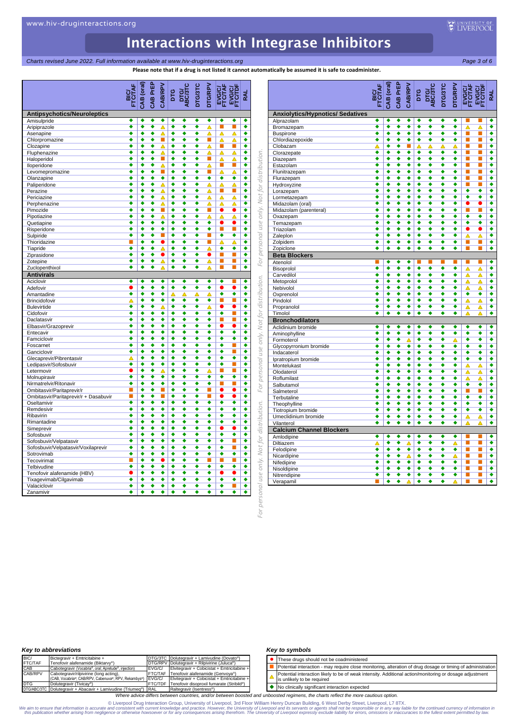# Interactions with Integrase Inhibitors

*Charts revised June 2022. Full information available at www.hiv-druginteractions.org*

**Please note that if a drug is not listed it cannot automatically be assumed it is safe to coadminister.**

| | BIC/ FTC/TAF | CAB (oral) | CAB PrEP | CAB/RPV | DTG | DTG/ ABC/3TC | DTG/3TC | DTG/RPV | EVG/C/ FTC/TAF | EVG/C/ FTC/TDF | RAL |
|---|---|---|---|---|---|---|---|---|---|---|---|
| **Antipsychotics/Neuroleptics** | | | | | | | | | | | |
| Amisulpride | ◆ | ◆ | ◆ | ◆ | ◆ | ◆ | ◆ | ◆ | ◆ | ◆ | ◆ |
| Aripiprazole | ◆ | ◆ | ◆ | ▲ | ◆ | ◆ | ◆ | ▲ | ■ | ■ | ◆ |
| Asenapine | ◆ | ◆ | ◆ | ▲ | ◆ | ◆ | ◆ | ▲ | ▲ | ▲ | ◆ |
| Chlorpromazine | ◆ | ◆ | ◆ | ■ | ◆ | ◆ | ◆ | ■ | ▲ | ▲ | ◆ |
| Clozapine | ◆ | ◆ | ◆ | ▲ | ◆ | ◆ | ◆ | ▲ | ■ | ■ | ◆ |
| Fluphenazine | ◆ | ◆ | ◆ | ▲ | ◆ | ◆ | ◆ | ▲ | ▲ | ▲ | ◆ |
| Haloperidol | ◆ | ◆ | ◆ | ■ | ◆ | ◆ | ◆ | ■ | ▲ | ▲ | ◆ |
| Iloperidone | ◆ | ◆ | ◆ | ▲ | ◆ | ◆ | ◆ | ▲ | ■ | ■ | ◆ |
| Levomepromazine | ◆ | ◆ | ◆ | ■ | ◆ | ◆ | ◆ | ■ | ▲ | ▲ | ◆ |
| Olanzapine | ◆ | ◆ | ◆ | ◆ | ◆ | ◆ | ◆ | ◆ | ◆ | ◆ | ◆ |
| Paliperidone | ◆ | ◆ | ◆ | ▲ | ◆ | ◆ | ◆ | ▲ | ▲ | ▲ | ◆ |
| Perazine | ◆ | ◆ | ◆ | ▲ | ◆ | ◆ | ◆ | ▲ | ■ | ■ | ◆ |
| Periciazine | ◆ | ◆ | ◆ | ▲ | ◆ | ◆ | ◆ | ▲ | ▲ | ▲ | ◆ |
| Perphenazine | ◆ | ◆ | ◆ | ▲ | ◆ | ◆ | ◆ | ▲ | ▲ | ▲ | ◆ |
| Pimozide | ◆ | ◆ | ◆ | ■ | ◆ | ◆ | ◆ | ■ | ● | ● | ◆ |
| Pipotiazine | ◆ | ◆ | ◆ | ▲ | ◆ | ◆ | ◆ | ▲ | ▲ | ▲ | ◆ |
| Quetiapine | ◆ | ◆ | ◆ | ◆ | ◆ | ◆ | ◆ | ◆ | ● | ● | ◆ |
| Risperidone | ◆ | ◆ | ◆ | ◆ | ◆ | ◆ | ◆ | ◆ | ■ | ■ | ◆ |
| Sulpiride | ◆ | ◆ | ◆ | ■ | ◆ | ◆ | ◆ | ■ | ◆ | ◆ | ◆ |
| Thioridazine | ■ | ◆ | ◆ | ● | ◆ | ◆ | ◆ | ■ | ▲ | ▲ | ◆ |
| Tiapride | ◆ | ◆ | ◆ | ▲ | ◆ | ◆ | ◆ | ▲ | ◆ | ◆ | ◆ |
| Ziprasidone | ◆ | ◆ | ◆ | ● | ◆ | ◆ | ◆ | ● | ■ | ■ | ◆ |
| Zotepine | ◆ | ◆ | ◆ | ▲ | ◆ | ◆ | ◆ | ▲ | ■ | ■ | ◆ |
| Zuclopenthixol | ◆ | ◆ | ◆ | ▲ | ◆ | ◆ | ◆ | ▲ | ■ | ■ | ◆ |
| **Antivirals** | | | | | | | | | | | |
| Aciclovir | ◆ | ◆ | ◆ | ◆ | ◆ | ◆ | ◆ | ◆ | ◆ | ■ | ◆ |
| Adefovir | ● | ◆ | ◆ | ◆ | ◆ | ◆ | ◆ | ◆ | ● | ● | ◆ |
| Amantadine | ◆ | ◆ | ◆ | ◆ | ▲ | ▲ | ▲ | ▲ | ◆ | ◆ | ◆ |
| Brincidofovir | ▲ | ◆ | ◆ | ◆ | ◆ | ◆ | ◆ | ◆ | ■ | ■ | ◆ |
| Bulevirtide | ◆ | ◆ | ◆ | ▲ | ◆ | ◆ | ◆ | ▲ | ● | ● | ◆ |
| Cidofovir | ◆ | ◆ | ◆ | ◆ | ◆ | ◆ | ◆ | ◆ | ◆ | ■ | ◆ |
| Daclatasvir | ◆ | ◆ | ◆ | ◆ | ◆ | ◆ | ◆ | ◆ | ■ | ■ | ◆ |
| Elbasvir/Grazoprevir | ◆ | ◆ | ◆ | ◆ | ◆ | ◆ | ◆ | ◆ | ● | ● | ◆ |
| Entecavir | ◆ | ◆ | ◆ | ◆ | ◆ | ◆ | ◆ | ◆ | ◆ | ◆ | ◆ |
| Famciclovir | ◆ | ◆ | ◆ | ◆ | ◆ | ◆ | ◆ | ◆ | ◆ | ◆ | ◆ |
| Foscarnet | ◆ | ◆ | ◆ | ◆ | ◆ | ◆ | ◆ | ◆ | ◆ | ■ | ◆ |
| Ganciclovir | ◆ | ◆ | ◆ | ◆ | ◆ | ◆ | ◆ | ◆ | ◆ | ■ | ◆ |
| Glecaprevir/Pibrentasvir | ▲ | ◆ | ◆ | ◆ | ◆ | ◆ | ◆ | ◆ | ◆ | ◆ | ◆ |
| Ledipasvir/Sofosbuvir | ◆ | ◆ | ◆ | ◆ | ◆ | ◆ | ◆ | ◆ | ◆ | ■ | ◆ |
| Letermovir | ● | ◆ | ◆ | ▲ | ◆ | ◆ | ◆ | ▲ | ■ | ■ | ◆ |
| Molnupiravir | ◆ | ◆ | ◆ | ◆ | ◆ | ◆ | ◆ | ◆ | ◆ | ◆ | ◆ |
| Nirmatrelvir/Ritonavir | ◆ | ◆ | ◆ | ◆ | ◆ | ◆ | ◆ | ◆ | ■ | ■ | ◆ |
| Ombitasvir/Paritaprevir/r | ■ | ◆ | ◆ | ■ | ◆ | ◆ | ◆ | ■ | ● | ● | ◆ |
| Ombitasvir/Paritaprevir/r + Dasabuvir | ■ | ◆ | ◆ | ■ | ◆ | ◆ | ◆ | ■ | ● | ● | ◆ |
| Oseltamivir | ◆ | ◆ | ◆ | ◆ | ◆ | ◆ | ◆ | ◆ | ◆ | ◆ | ◆ |
| Remdesivir | ◆ | ◆ | ◆ | ◆ | ◆ | ◆ | ◆ | ◆ | ◆ | ◆ | ◆ |
| Ribavirin | ◆ | ◆ | ◆ | ◆ | ◆ | ◆ | ◆ | ◆ | ◆ | ◆ | ◆ |
| Rimantadine | ◆ | ◆ | ◆ | ◆ | ◆ | ◆ | ◆ | ◆ | ◆ | ◆ | ◆ |
| Simeprevir | ◆ | ◆ | ◆ | ◆ | ◆ | ◆ | ◆ | ◆ | ● | ● | ◆ |
| Sofosbuvir | ◆ | ◆ | ◆ | ◆ | ◆ | ◆ | ◆ | ◆ | ◆ | ◆ | ◆ |
| Sofosbuvir/Velpatasvir | ◆ | ◆ | ◆ | ◆ | ◆ | ◆ | ◆ | ◆ | ◆ | ■ | ◆ |
| Sofosbuvir/Velpatasvir/Voxilaprevir | ◆ | ◆ | ◆ | ◆ | ◆ | ◆ | ◆ | ◆ | ◆ | ■ | ◆ |
| Sotrovimab | ◆ | ◆ | ◆ | ◆ | ◆ | ◆ | ◆ | ◆ | ◆ | ◆ | ◆ |
| Tecovirimat | ■ | ◆ | ◆ | ● | ◆ | ◆ | ◆ | ■ | ■ | ■ | ◆ |
| Telbivudine | ◆ | ◆ | ◆ | ◆ | ◆ | ◆ | ◆ | ◆ | ◆ | ◆ | ◆ |
| Tenofovir alafenamide (HBV) | ● | ◆ | ◆ | ◆ | ◆ | ◆ | ◆ | ◆ | ● | ● | ◆ |
| Tixagevimab/Cilgavimab | ◆ | ◆ | ◆ | ◆ | ◆ | ◆ | ◆ | ◆ | ◆ | ◆ | ◆ |
| Valaciclovir | ◆ | ◆ | ◆ | ◆ | ◆ | ◆ | ◆ | ◆ | ◆ | ■ | ◆ |
| Zanamivir | ◆ | ◆ | ◆ | ◆ | ◆ | ◆ | ◆ | ◆ | ◆ | ◆ | ◆ |

| | BIC/ FTC/TAF | CAB (oral) | CAB PrEP | CAB/RPV | DTG | DTG/ ABC/3TC | DTG/3TC | DTG/RPV | EVG/C/ FTC/TAF | EVG/C/ FTC/TDF | RAL |
|---|---|---|---|---|---|---|---|---|---|---|---|
| **Anxiolytics/Hypnotics/ Sedatives** | | | | | | | | | | | |
| Alprazolam | ◆ | ◆ | ◆ | ◆ | ◆ | ◆ | ◆ | ◆ | ■ | ■ | ◆ |
| Bromazepam | ◆ | ◆ | ◆ | ◆ | ◆ | ◆ | ◆ | ◆ | ■ | ■ | ◆ |
| Buspirone | ◆ | ◆ | ◆ | ◆ | ◆ | ◆ | ◆ | ◆ | ■ | ■ | ◆ |
| Chlordiazepoxide | ◆ | ◆ | ◆ | ◆ | ◆ | ◆ | ◆ | ◆ | ■ | ■ | ◆ |
| Clobazam | ▲ | ◆ | ◆ | ■ | ▲ | ▲ | ▲ | ▲ | ■ | ■ | ◆ |
| Clorazepate | ◆ | ◆ | ◆ | ◆ | ◆ | ◆ | ◆ | ◆ | ■ | ■ | ◆ |
| Diazepam | ◆ | ◆ | ◆ | ◆ | ◆ | ◆ | ◆ | ◆ | ■ | ■ | ◆ |
| Estazolam | ◆ | ◆ | ◆ | ◆ | ◆ | ◆ | ◆ | ◆ | ■ | ■ | ◆ |
| Flunitrazepam | ◆ | ◆ | ◆ | ◆ | ◆ | ◆ | ◆ | ◆ | ■ | ■ | ◆ |
| Flurazepam | ◆ | ◆ | ◆ | ◆ | ◆ | ◆ | ◆ | ◆ | ■ | ■ | ◆ |
| Hydroxyzine | ◆ | ◆ | ◆ | ◆ | ◆ | ◆ | ◆ | ◆ | ■ | ■ | ◆ |
| Lorazepam | ◆ | ◆ | ◆ | ◆ | ◆ | ◆ | ◆ | ◆ | ◆ | ◆ | ◆ |
| Lormetazepam | ◆ | ◆ | ◆ | ◆ | ◆ | ◆ | ◆ | ◆ | ◆ | ◆ | ◆ |
| Midazolam (oral) | ◆ | ◆ | ◆ | ◆ | ◆ | ◆ | ◆ | ◆ | ● | ● | ◆ |
| Midazolam (parenteral) | ◆ | ◆ | ◆ | ◆ | ◆ | ◆ | ◆ | ◆ | ■ | ■ | ◆ |
| Oxazepam | ◆ | ◆ | ◆ | ◆ | ◆ | ◆ | ◆ | ◆ | ◆ | ◆ | ◆ |
| Temazepam | ◆ | ◆ | ◆ | ◆ | ◆ | ◆ | ◆ | ◆ | ◆ | ◆ | ◆ |
| Triazolam | ◆ | ◆ | ◆ | ◆ | ◆ | ◆ | ◆ | ◆ | ● | ● | ◆ |
| Zaleplon | ◆ | ◆ | ◆ | ◆ | ◆ | ◆ | ◆ | ◆ | ▲ | ▲ | ◆ |
| Zolpidem | ◆ | ◆ | ◆ | ◆ | ◆ | ◆ | ◆ | ◆ | ■ | ■ | ◆ |
| Zopiclone | ◆ | ◆ | ◆ | ◆ | ◆ | ◆ | ◆ | ◆ | ■ | ■ | ◆ |
| **Beta Blockers** | | | | | | | | | | | |
| Atenolol | ■ | ◆ | ◆ | ◆ | ■ | ■ | ■ | ■ | ■ | ■ | ◆ |
| Bisoprolol | ◆ | ◆ | ◆ | ◆ | ◆ | ◆ | ◆ | ◆ | ▲ | ▲ | ◆ |
| Carvedilol | ◆ | ◆ | ◆ | ◆ | ◆ | ◆ | ◆ | ◆ | ▲ | ▲ | ◆ |
| Metoprolol | ◆ | ◆ | ◆ | ◆ | ◆ | ◆ | ◆ | ◆ | ▲ | ▲ | ◆ |
| Nebivolol | ◆ | ◆ | ◆ | ◆ | ◆ | ◆ | ◆ | ◆ | ▲ | ▲ | ◆ |
| Oxprenolol | ◆ | ◆ | ◆ | ◆ | ◆ | ◆ | ◆ | ◆ | ◆ | ◆ | ◆ |
| Pindolol | ◆ | ◆ | ◆ | ◆ | ◆ | ◆ | ◆ | ◆ | ▲ | ▲ | ◆ |
| Propranolol | ◆ | ◆ | ◆ | ◆ | ◆ | ◆ | ◆ | ◆ | ▲ | ▲ | ◆ |
| Timolol | ◆ | ◆ | ◆ | ◆ | ◆ | ◆ | ◆ | ◆ | ▲ | ▲ | ◆ |
| **Bronchodilators** | | | | | | | | | | | |
| Aclidinium bromide | ◆ | ◆ | ◆ | ◆ | ◆ | ◆ | ◆ | ◆ | ◆ | ◆ | ◆ |
| Aminophylline | ◆ | ◆ | ◆ | ◆ | ◆ | ◆ | ◆ | ◆ | ◆ | ◆ | ◆ |
| Formoterol | ◆ | ◆ | ◆ | ▲ | ◆ | ◆ | ◆ | ▲ | ◆ | ◆ | ◆ |
| Glycopyrronium bromide | ◆ | ◆ | ◆ | ◆ | ◆ | ◆ | ◆ | ◆ | ◆ | ◆ | ◆ |
| Indacaterol | ◆ | ◆ | ◆ | ◆ | ◆ | ◆ | ◆ | ◆ | ◆ | ◆ | ◆ |
| Ipratropium bromide | ◆ | ◆ | ◆ | ◆ | ◆ | ◆ | ◆ | ◆ | ◆ | ◆ | ◆ |
| Montelukast | ◆ | ◆ | ◆ | ◆ | ◆ | ◆ | ◆ | ◆ | ▲ | ▲ | ◆ |
| Olodaterol | ◆ | ◆ | ◆ | ◆ | ◆ | ◆ | ◆ | ◆ | ▲ | ▲ | ◆ |
| Roflumilast | ◆ | ◆ | ◆ | ◆ | ◆ | ◆ | ◆ | ◆ | ▲ | ▲ | ◆ |
| Salbutamol | ◆ | ◆ | ◆ | ◆ | ◆ | ◆ | ◆ | ◆ | ◆ | ◆ | ◆ |
| Salmeterol | ◆ | ◆ | ◆ | ◆ | ◆ | ◆ | ◆ | ◆ | ■ | ■ | ◆ |
| Terbutaline | ◆ | ◆ | ◆ | ◆ | ◆ | ◆ | ◆ | ◆ | ◆ | ◆ | ◆ |
| Theophylline | ◆ | ◆ | ◆ | ◆ | ◆ | ◆ | ◆ | ◆ | ◆ | ◆ | ◆ |
| Tiotropium bromide | ◆ | ◆ | ◆ | ◆ | ◆ | ◆ | ◆ | ◆ | ◆ | ◆ | ◆ |
| Umeclidinium bromide | ◆ | ◆ | ◆ | ◆ | ◆ | ◆ | ◆ | ◆ | ▲ | ▲ | ◆ |
| Vilanterol | ◆ | ◆ | ◆ | ◆ | ◆ | ◆ | ◆ | ◆ | ▲ | ▲ | ◆ |
| **Calcium Channel Blockers** | | | | | | | | | | | |
| Amlodipine | ◆ | ◆ | ◆ | ◆ | ◆ | ◆ | ◆ | ◆ | ■ | ■ | ◆ |
| Diltiazem | ▲ | ◆ | ◆ | ▲ | ◆ | ◆ | ◆ | ▲ | ■ | ■ | ◆ |
| Felodipine | ◆ | ◆ | ◆ | ◆ | ◆ | ◆ | ◆ | ◆ | ■ | ■ | ◆ |
| Nicardipine | ◆ | ◆ | ◆ | ▲ | ◆ | ◆ | ◆ | ▲ | ■ | ■ | ◆ |
| Nifedipine | ◆ | ◆ | ◆ | ◆ | ◆ | ◆ | ◆ | ◆ | ■ | ■ | ◆ |
| Nisoldipine | ◆ | ◆ | ◆ | ◆ | ◆ | ◆ | ◆ | ◆ | ■ | ■ | ◆ |
| Nitrendipine | ◆ | ◆ | ◆ | ◆ | ◆ | ◆ | ◆ | ◆ | ■ | ■ | ◆ |
| Verapamil | ■ | ◆ | ◆ | ▲ | ◆ | ◆ | ◆ | ▲ | ■ | ■ | ◆ |

### Key to abbreviations

| | |
|---|---|
| BIC/FTC/TAF | Bictegravir + Emtricitabine + Tenofovir alafenamide (Biktarvy®) |
| CAB | Cabotegravir (Vocabria®, oral; Apretude®, injection) |
| CAB/RPV | Cabotegravir/rilpivirine (long acting), (CAB, Vocabria®; CAB/RPV, Cabenuva®; RPV, Rekambys®) |
| DTG | Dolutegravir (Tivicay®) |
| DTG/ABC/3TC | Dolutegravir + Abacavir + Lamivudine (Triumeq®) |
| DTG/3TC | Dolutegravir + Lamivudine (Dovato®) |
| DTG/RPV | Dolutegravir + Rilpivirine (Juluca®) |
| EVG/C/FTC/TAF | Elvitegravir + Cobicistat + Emtricitabine + Tenofovir alafenamide (Genvoya®) |
| EVG/C/FTC/TDF | Elvitegravir + Cobicistat + Emtricitabine + Tenofovir disoproxil fumarate (Stribild®) |
| RAL | Raltegravir (Isentress®) |

### Key to symbols

| | |
|---|---|
| ● | These drugs should not be coadministered |
| ■ | Potential interaction - may require close monitoring, alteration of drug dosage or timing of administration |
| ▲ | Potential interaction likely to be of weak intensity. Additional action/monitoring or dosage adjustment is unlikely to be required |
| ◆ | No clinically significant interaction expected |

*Where advice differs between countries, and/or between boosted and unboosted regimens, the charts reflect the more cautious option.*

© Liverpool Drug Interaction Group, University of Liverpool, 3rd Floor William Henry Duncan Building, 6 West Derby Street, Liverpool, L7 8TX.

*We aim to ensure that information is accurate and consistent with current knowledge and practice. However, the University of Liverpool and its servants or agents shall not be responsible or in any way liable for the continued currency of information in this publication whether arising from negligence or otherwise howsoever or for any consequences arising therefrom. The University of Liverpool expressly exclude liability for errors, omissions or inaccuracies to the fullest extent permitted by law.*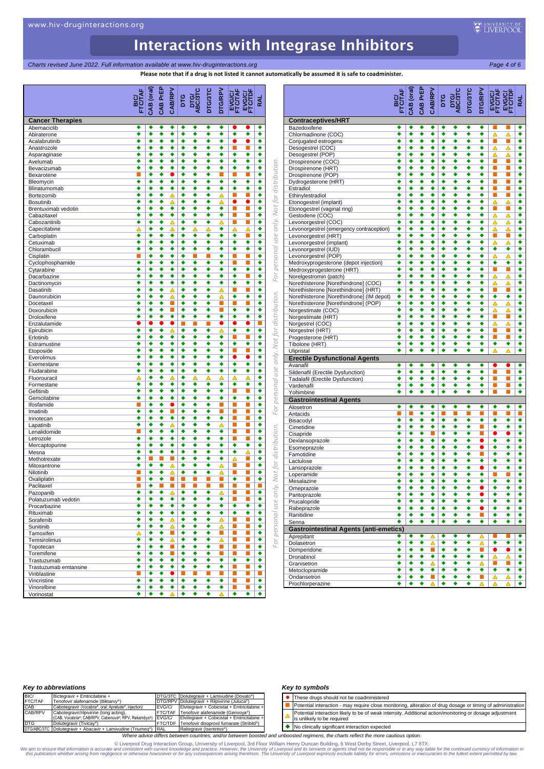# Interactions with Integrase Inhibitors

*Charts revised June 2022. Full information available at www.hiv-druginteractions.org*

**Please note that if a drug is not listed it cannot automatically be assumed it is safe to coadminister.**

| | BIC/FTC/TAF | CAB (oral) | CAB PrEP | CAB/RPV | DTG | DTG/ABC/3TC | DTG/3TC | DTG/RPV | EVG/C/FTC/TAF | EVG/C/FTC/TDF | RAL |
|---|---|---|---|---|---|---|---|---|---|---|---|
| **Cancer Therapies** | | | | | | | | | | | |
| Abemaciclib | ◆ | ◆ | ◆ | ◆ | ◆ | ◆ | ◆ | ◆ | ● | ● | ◆ |
| Abiraterone | ◆ | ◆ | ◆ | ◆ | ◆ | ◆ | ◆ | ◆ | ◆ | ◆ | ◆ |
| Acalabrutinib | ◆ | ◆ | ◆ | ◆ | ◆ | ◆ | ◆ | ◆ | ● | ● | ◆ |
| Anastrozole | ◆ | ◆ | ◆ | ◆ | ◆ | ◆ | ◆ | ◆ | ■ | ■ | ◆ |
| Asparaginase | ◆ | ◆ | ◆ | ◆ | ◆ | ◆ | ◆ | ◆ | ◆ | ◆ | ◆ |
| Avelumab | ◆ | ◆ | ◆ | ◆ | ◆ | ◆ | ◆ | ◆ | ◆ | ◆ | ◆ |
| Bevacizumab | ◆ | ◆ | ◆ | ◆ | ◆ | ◆ | ◆ | ◆ | ◆ | ◆ | ◆ |
| Bexarotene | ■ | ◆ | ◆ | ● | ◆ | ◆ | ◆ | ■ | ■ | ■ | ◆ |
| Bleomycin | ◆ | ◆ | ◆ | ◆ | ◆ | ◆ | ◆ | ◆ | ◆ | ◆ | ◆ |
| Blinatumomab | ◆ | ◆ | ◆ | ◆ | ◆ | ◆ | ◆ | ◆ | ◆ | ◆ | ◆ |
| Bortezomib | ◆ | ◆ | ◆ | △ | ◆ | ◆ | ◆ | △ | ■ | ■ | ◆ |
| Bosutinib | ◆ | ◆ | ◆ | △ | ◆ | ◆ | ◆ | △ | ● | ● | ◆ |
| Brentuximab vedotin | ◆ | ◆ | ◆ | ◆ | ◆ | ◆ | ◆ | ◆ | ■ | ■ | ◆ |
| Cabazitaxel | ◆ | ◆ | ◆ | ◆ | ◆ | ◆ | ◆ | ◆ | ■ | ■ | ◆ |
| Cabozantinib | ◆ | ◆ | ◆ | △ | ◆ | ◆ | ◆ | △ | ■ | ■ | ◆ |
| Capecitabine | △ | ◆ | ◆ | △ | ◆ | △ | △ | ◆ | △ | △ | ◆ |
| Carboplatin | ◆ | ◆ | ◆ | ◆ | ◆ | ◆ | ◆ | ◆ | ◆ | ■ | ◆ |
| Cetuximab | ◆ | ◆ | ◆ | ◆ | ◆ | ◆ | ◆ | ◆ | ◆ | ◆ | ◆ |
| Chlorambucil | ◆ | ◆ | ◆ | ◆ | ◆ | ◆ | ◆ | ◆ | ◆ | ◆ | ◆ |
| Cisplatin | ■ | ◆ | ◆ | ◆ | ◆ | ■ | ■ | ◆ | ■ | ■ | ◆ |
| Cyclophosphamide | ◆ | ◆ | ◆ | ◆ | ◆ | ◆ | ◆ | ◆ | ■ | ■ | ◆ |
| Cytarabine | ◆ | ◆ | ◆ | ◆ | ◆ | ◆ | ◆ | ◆ | ◆ | ◆ | ◆ |
| Dacarbazine | ◆ | ◆ | ◆ | ◆ | ◆ | ◆ | ◆ | ◆ | ◆ | ■ | ◆ |
| Dactinomycin | ◆ | ◆ | ◆ | ◆ | ◆ | ◆ | ◆ | ◆ | ◆ | ◆ | ◆ |
| Dasatinib | ◆ | ◆ | ◆ | △ | ◆ | ◆ | ◆ | △ | ■ | ■ | ◆ |
| Daunorubicin | ◆ | ◆ | ◆ | △ | ◆ | ◆ | ◆ | △ | ■ | ■ | ◆ |
| Docetaxel | ◆ | ◆ | ◆ | ■ | ◆ | ◆ | ◆ | ■ | ■ | ■ | ◆ |
| Doxorubicin | ◆ | ◆ | ◆ | ■ | ◆ | ◆ | ◆ | ■ | ■ | ■ | ◆ |
| Droloxifene | ◆ | ◆ | ◆ | ◆ | ◆ | ◆ | ◆ | ◆ | ◆ | ◆ | ◆ |
| Enzalutamide | ● | ● | ● | ● | ■ | ■ | ■ | ● | ● | ● | ■ |
| Epirubicin | ◆ | ◆ | ◆ | △ | ◆ | ◆ | ◆ | △ | ◆ | ◆ | ◆ |
| Erlotinib | ◆ | ◆ | ◆ | ◆ | ◆ | ◆ | ◆ | ◆ | ■ | ■ | ◆ |
| Estramustine | ◆ | ◆ | ◆ | ◆ | ◆ | ◆ | ◆ | ◆ | ◆ | ◆ | ◆ |
| Etoposide | ◆ | ◆ | ◆ | ◆ | ◆ | ◆ | ◆ | ◆ | ■ | ■ | ◆ |
| Everolimus | ◆ | ◆ | ◆ | ◆ | ◆ | ◆ | ◆ | ◆ | ● | ● | ◆ |
| Exemestane | ◆ | ◆ | ◆ | ◆ | ◆ | ◆ | ◆ | ◆ | ◆ | ◆ | ◆ |
| Fludarabine | ◆ | ◆ | ◆ | ◆ | ◆ | ◆ | ◆ | ◆ | ◆ | ◆ | ◆ |
| Fluorouracil | △ | ◆ | ◆ | △ | ◆ | △ | △ | △ | △ | △ | ◆ |
| Formestane | ◆ | ◆ | ◆ | ◆ | ◆ | ◆ | ◆ | ◆ | ◆ | ◆ | ◆ |
| Gefitinib | ◆ | ◆ | ◆ | ◆ | ◆ | ◆ | ◆ | ◆ | ■ | ■ | ◆ |
| Gemcitabine | ◆ | ◆ | ◆ | ◆ | ◆ | ◆ | ◆ | ◆ | ◆ | ◆ | ◆ |
| Ifosfamide | ■ | ◆ | ◆ | ● | ◆ | ◆ | ◆ | ■ | ■ | ■ | ◆ |
| Imatinib | ◆ | ◆ | ◆ | ■ | ◆ | ◆ | ◆ | ■ | ■ | ■ | ◆ |
| Irinotecan | ◆ | ◆ | ◆ | ◆ | ◆ | ◆ | ◆ | ◆ | ■ | ■ | ◆ |
| Lapatinib | ◆ | ◆ | ◆ | △ | ◆ | ◆ | ◆ | △ | ■ | ■ | ◆ |
| Lenalidomide | ■ | ◆ | ◆ | ◆ | ◆ | ◆ | ◆ | ◆ | ■ | ■ | ◆ |
| Letrozole | ◆ | ◆ | ◆ | ◆ | ◆ | ◆ | ◆ | ◆ | ■ | ■ | ◆ |
| Mercaptopurine | ◆ | ◆ | ◆ | ◆ | ◆ | ◆ | ◆ | ◆ | ◆ | ◆ | ◆ |
| Mesna | ◆ | ◆ | ◆ | ◆ | ◆ | ◆ | ◆ | ◆ | ◆ | △ | ◆ |
| Methotrexate | ◆ | ■ | ■ | ■ | ◆ | ◆ | ◆ | ◆ | △ | ■ | ◆ |
| Mitoxantrone | ◆ | ◆ | ◆ | △ | ◆ | ◆ | ◆ | △ | ■ | ■ | ◆ |
| Nilotinib | ■ | ◆ | ◆ | △ | ◆ | ◆ | ◆ | △ | ■ | ■ | ◆ |
| Oxaliplatin | ■ | ◆ | ◆ | ■ | ■ | ■ | ■ | ■ | ◆ | ■ | ◆ |
| Paclitaxel | ■ | ◆ | ■ | ■ | ■ | ■ | ■ | ■ | ■ | ■ | ■ |
| Pazopanib | ◆ | ◆ | ◆ | △ | ◆ | ◆ | ◆ | △ | ■ | ■ | ◆ |
| Polatuzumab vedotin | ◆ | ◆ | ◆ | ◆ | ◆ | ◆ | ◆ | ◆ | ■ | ■ | ◆ |
| Procarbazine | ◆ | ◆ | ◆ | ◆ | ◆ | ◆ | ◆ | ◆ | ◆ | ◆ | ◆ |
| Rituximab | ◆ | ◆ | ◆ | ◆ | ◆ | ◆ | ◆ | ◆ | ◆ | ◆ | ◆ |
| Sorafenib | ◆ | ◆ | ◆ | △ | ◆ | ◆ | ◆ | △ | ■ | ■ | ◆ |
| Sunitinib | ◆ | ◆ | ◆ | △ | ◆ | ◆ | ◆ | △ | ■ | ■ | ◆ |
| Tamoxifen | △ | ◆ | ◆ | ■ | ◆ | ◆ | ◆ | ■ | ■ | ■ | ◆ |
| Temsirolimus | ◆ | ◆ | ◆ | △ | ◆ | ◆ | ◆ | △ | ■ | ■ | ◆ |
| Topotecan | ◆ | ◆ | ◆ | ■ | ◆ | ◆ | ◆ | ■ | ■ | ■ | ◆ |
| Toremifene | ◆ | ◆ | ◆ | ■ | ◆ | ◆ | ◆ | ■ | ■ | ■ | ◆ |
| Trastuzumab | ◆ | ◆ | ◆ | ◆ | ◆ | ◆ | ◆ | ◆ | ◆ | ◆ | ◆ |
| Trastuzumab emtansine | ◆ | ◆ | ◆ | ◆ | ◆ | ◆ | ◆ | ◆ | ■ | ■ | ◆ |
| Vinblastine | ■ | ◆ | ◆ | ● | ■ | ■ | ■ | ■ | ■ | ■ | ■ |
| Vincristine | ◆ | ◆ | ◆ | ◆ | ◆ | ◆ | ◆ | ◆ | ■ | ■ | ◆ |
| Vinorelbine | ◆ | ◆ | ◆ | ◆ | ◆ | ◆ | ◆ | ◆ | ■ | ■ | ◆ |
| Vorinostat | ◆ | ◆ | ◆ | △ | ◆ | ◆ | ◆ | △ | ◆ | ◆ | ◆ |

| | BIC/FTC/TAF | CAB (oral) | CAB PrEP | CAB/RPV | DTG | DTG/ABC/3TC | DTG/3TC | DTG/RPV | EVG/C/FTC/TAF | EVG/C/FTC/TDF | RAL |
|---|---|---|---|---|---|---|---|---|---|---|---|
| **Contraceptives/HRT** | | | | | | | | | | | |
| Bazedoxifene | ◆ | ◆ | ◆ | ◆ | ◆ | ◆ | ◆ | ◆ | ■ | ■ | ◆ |
| Chlormadinone (COC) | ◆ | ◆ | ◆ | ◆ | ◆ | ◆ | ◆ | ◆ | △ | △ | ◆ |
| Conjugated estrogens | ◆ | ◆ | ◆ | ◆ | ◆ | ◆ | ◆ | ◆ | ■ | ■ | ◆ |
| Desogestrel (COC) | ◆ | ◆ | ◆ | ◆ | ◆ | ◆ | ◆ | ◆ | △ | △ | ◆ |
| Desogestrel (POP) | ◆ | ◆ | ◆ | ◆ | ◆ | ◆ | ◆ | ◆ | △ | △ | ◆ |
| Drospirenone (COC) | ◆ | ◆ | ◆ | ◆ | ◆ | ◆ | ◆ | ◆ | ■ | ■ | ◆ |
| Drospirenone (HRT) | ◆ | ◆ | ◆ | ◆ | ◆ | ◆ | ◆ | ◆ | ■ | ■ | ◆ |
| Drospirenone (POP) | ◆ | ◆ | ◆ | ◆ | ◆ | ◆ | ◆ | ◆ | ■ | ■ | ◆ |
| Dydrogesterone (HRT) | ◆ | ◆ | ◆ | ◆ | ◆ | ◆ | ◆ | ◆ | ■ | ■ | ◆ |
| Estradiol | ◆ | ◆ | ◆ | ◆ | ◆ | ◆ | ◆ | ◆ | ■ | ■ | ◆ |
| Ethinylestradiol | ◆ | ◆ | ◆ | ◆ | ◆ | ◆ | ◆ | ◆ | ■ | ■ | ◆ |
| Etonogestrel (implant) | ◆ | ◆ | ◆ | ◆ | ◆ | ◆ | ◆ | ◆ | △ | △ | ◆ |
| Etonogestrel (vaginal ring) | ◆ | ◆ | ◆ | ◆ | ◆ | ◆ | ◆ | ◆ | ■ | ■ | ◆ |
| Gestodene (COC) | ◆ | ◆ | ◆ | ◆ | ◆ | ◆ | ◆ | ◆ | △ | △ | ◆ |
| Levonorgestrel (COC) | ◆ | ◆ | ◆ | ◆ | ◆ | ◆ | ◆ | ◆ | △ | △ | ◆ |
| Levonorgestrel (emergency contraception) | ◆ | ◆ | ◆ | ◆ | ◆ | ◆ | ◆ | ◆ | △ | △ | ◆ |
| Levonorgestrel (HRT) | ◆ | ◆ | ◆ | ◆ | ◆ | ◆ | ◆ | ◆ | ■ | ■ | ◆ |
| Levonorgestrel (implant) | ◆ | ◆ | ◆ | ◆ | ◆ | ◆ | ◆ | ◆ | △ | △ | ◆ |
| Levonorgestrel (IUD) | ◆ | ◆ | ◆ | ◆ | ◆ | ◆ | ◆ | ◆ | ◆ | ◆ | ◆ |
| Levonorgestrel (POP) | ◆ | ◆ | ◆ | ◆ | ◆ | ◆ | ◆ | ◆ | △ | △ | ◆ |
| Medroxyprogesterone (depot injection) | ◆ | ◆ | ◆ | ◆ | ◆ | ◆ | ◆ | ◆ | ◆ | ◆ | ◆ |
| Medroxyprogesterone (HRT) | ◆ | ◆ | ◆ | ◆ | ◆ | ◆ | ◆ | ◆ | ■ | ■ | ◆ |
| Norelgestromin (patch) | ◆ | ◆ | ◆ | ◆ | ◆ | ◆ | ◆ | ◆ | △ | △ | ◆ |
| Norethisterone [Norethindrone] (COC) | ◆ | ◆ | ◆ | ◆ | ◆ | ◆ | ◆ | ◆ | △ | △ | ◆ |
| Norethisterone [Norethindrone] (HRT) | ◆ | ◆ | ◆ | ◆ | ◆ | ◆ | ◆ | ◆ | ■ | ■ | ◆ |
| Norethisterone [Norethindrone] (IM depot) | ◆ | ◆ | ◆ | ◆ | ◆ | ◆ | ◆ | ◆ | ◆ | ◆ | ◆ |
| Norethisterone [Norethindrone] (POP) | ◆ | ◆ | ◆ | ◆ | ◆ | ◆ | ◆ | ◆ | △ | △ | ◆ |
| Norgestimate (COC) | ◆ | ◆ | ◆ | ◆ | ◆ | ◆ | ◆ | ◆ | △ | △ | ◆ |
| Norgestimate (HRT) | ◆ | ◆ | ◆ | ◆ | ◆ | ◆ | ◆ | ◆ | ■ | ■ | ◆ |
| Norgestrel (COC) | ◆ | ◆ | ◆ | ◆ | ◆ | ◆ | ◆ | ◆ | △ | △ | ◆ |
| Norgestrel (HRT) | ◆ | ◆ | ◆ | ◆ | ◆ | ◆ | ◆ | ◆ | ■ | ■ | ◆ |
| Progesterone (HRT) | ◆ | ◆ | ◆ | ◆ | ◆ | ◆ | ◆ | ◆ | ■ | ■ | ◆ |
| Tibolone (HRT) | ◆ | ◆ | ◆ | ◆ | ◆ | ◆ | ◆ | ◆ | ◆ | ◆ | ◆ |
| Ulipristal | ◆ | ◆ | ◆ | ◆ | ◆ | ◆ | ◆ | ◆ | △ | △ | ◆ |
| **Erectile Dysfunctional Agents** | | | | | | | | | | | |
| Avanafil | ◆ | ◆ | ◆ | ◆ | ◆ | ◆ | ◆ | ◆ | ● | ● | ◆ |
| Sildenafil (Erectile Dysfunction) | ◆ | ◆ | ◆ | ◆ | ◆ | ◆ | ◆ | ◆ | ■ | ■ | ◆ |
| Tadalafil (Erectile Dysfunction) | ◆ | ◆ | ◆ | ◆ | ◆ | ◆ | ◆ | ◆ | ■ | ■ | ◆ |
| Vardenafil | ◆ | ◆ | ◆ | ◆ | ◆ | ◆ | ◆ | ◆ | ■ | ■ | ◆ |
| Yohimbine | ◆ | ◆ | ◆ | ◆ | ◆ | ◆ | ◆ | ◆ | ■ | ■ | ◆ |
| **Gastrointestinal Agents** | | | | | | | | | | | |
| Alosetron | ◆ | ◆ | ◆ | ◆ | ◆ | ◆ | ◆ | ◆ | ◆ | ◆ | ◆ |
| Antacids | ■ | ■ | ◆ | ◆ | ■ | ■ | ■ | ■ | ■ | ■ | ■ |
| Bisacodyl | ◆ | ◆ | ◆ | ◆ | ◆ | ◆ | ◆ | ◆ | ◆ | ◆ | ◆ |
| Cimetidine | ◆ | ◆ | ◆ | ◆ | ◆ | ◆ | ◆ | ■ | ◆ | ◆ | ◆ |
| Cisapride | ◆ | ◆ | ◆ | ■ | ◆ | ◆ | ◆ | ■ | ● | ● | ◆ |
| Dexlansoprazole | ◆ | ◆ | ◆ | ◆ | ◆ | ◆ | ◆ | ● | ◆ | ◆ | ◆ |
| Esomeprazole | ◆ | ◆ | ◆ | ◆ | ◆ | ◆ | ◆ | ● | ◆ | ◆ | ◆ |
| Famotidine | ◆ | ◆ | ◆ | ◆ | ◆ | ◆ | ◆ | ■ | ◆ | ◆ | ◆ |
| Lactulose | ◆ | ◆ | ◆ | ◆ | ◆ | ◆ | ◆ | ◆ | ◆ | ◆ | ◆ |
| Lansoprazole | ◆ | ◆ | ◆ | ◆ | ◆ | ◆ | ◆ | ● | ◆ | ◆ | ◆ |
| Loperamide | ◆ | ◆ | ◆ | ◆ | ◆ | ◆ | ◆ | ◆ | ■ | ■ | ◆ |
| Mesalazine | ◆ | ◆ | ◆ | ◆ | ◆ | ◆ | ◆ | ◆ | ◆ | ◆ | ◆ |
| Omeprazole | ◆ | ◆ | ◆ | ◆ | ◆ | ◆ | ◆ | ● | ◆ | ◆ | ◆ |
| Pantoprazole | ◆ | ◆ | ◆ | ◆ | ◆ | ◆ | ◆ | ● | ◆ | ◆ | ◆ |
| Prucalopride | ◆ | ◆ | ◆ | ◆ | ◆ | ◆ | ◆ | ◆ | ◆ | ◆ | ◆ |
| Rabeprazole | ◆ | ◆ | ◆ | ◆ | ◆ | ◆ | ◆ | ● | ◆ | ◆ | ◆ |
| Ranitidine | ◆ | ◆ | ◆ | ◆ | ◆ | ◆ | ◆ | ■ | ◆ | ◆ | ◆ |
| Senna | ◆ | ◆ | ◆ | ◆ | ◆ | ◆ | ◆ | ◆ | ◆ | ◆ | ◆ |
| **Gastrointestinal Agents (anti-emetics)** | | | | | | | | | | | |
| Aprepitant | ◆ | ◆ | ◆ | △ | ◆ | ◆ | ◆ | △ | ■ | ■ | ◆ |
| Dolasetron | ◆ | ◆ | ◆ | △ | ◆ | ◆ | ◆ | △ | ◆ | ◆ | ◆ |
| Domperidone | ◆ | ◆ | ◆ | ■ | ◆ | ◆ | ◆ | ■ | ● | ● | ◆ |
| Dronabinol | ◆ | ◆ | ◆ | ◆ | ◆ | ◆ | ◆ | ◆ | △ | △ | ◆ |
| Granisetron | ◆ | ◆ | ◆ | △ | ◆ | ◆ | ◆ | △ | ■ | ■ | ◆ |
| Metoclopramide | ◆ | ◆ | ◆ | ◆ | ◆ | ◆ | ◆ | ◆ | ◆ | ◆ | ◆ |
| Ondansetron | ◆ | ◆ | ◆ | ■ | ◆ | ◆ | ◆ | ■ | △ | △ | ◆ |
| Prochlorperazine | ◆ | ◆ | ◆ | △ | ◆ | ◆ | ◆ | △ | △ | △ | ◆ |

### Key to abbreviations

| | | | |
|---|---|---|---|
| BIC/FTC/TAF | Bictegravir + Emtricitabine + Tenofovir alafenamide (Biktarvy®) | DTG/3TC | Dolutegravir + Lamivudine (Dovato®) |
| CAB | Cabotegravir (Vocabria®, oral; Apretude®, injection) | DTG/RPV | Dolutegravir + Rilpivirine (Juluca®) |
| CAB/RPV | Cabotegravir/rilpivirine (long acting), (CAB, Vocabria®; CAB/RPV, Cabenuva®; RPV, Rekambys®) | EVG/C/FTC/TAF | Elvitegravir + Cobicistat + Emtricitabine + Tenofovir alafenamide (Genvoya®) |
| DTG | Dolutegravir (Tivicay®) | EVG/C/FTC/TDF | Elvitegravir + Cobicistat + Emtricitabine + Tenofovir disoproxil fumarate (Stribild®) |
| DTG/ABC/3TC | Dolutegravir + Abacavir + Lamivudine (Triumeq®) | RAL | Raltegravir (Isentress®) |

### Key to symbols

- ● These drugs should not be coadministered
- ■ Potential interaction - may require close monitoring, alteration of drug dosage or timing of administration
- △ Potential interaction likely to be of weak intensity. Additional action/monitoring or dosage adjustment is unlikely to be required
- ◆ No clinically significant interaction expected

*Where advice differs between countries, and/or between boosted and unboosted regimens, the charts reflect the more cautious option.*

© Liverpool Drug Interaction Group, University of Liverpool, 3rd Floor William Henry Duncan Building, 6 West Derby Street, Liverpool, L7 8TX.

*We aim to ensure that information is accurate and consistent with current knowledge and practice. However, the University of Liverpool and its servants or agents shall not be responsible or in any way liable for the continued currency of information in this publication whether arising from negligence or otherwise howsoever or for any consequences arising therefrom. The University of Liverpool expressly exclude liability for errors, omissions or inaccuracies to the fullest extent permitted by law.*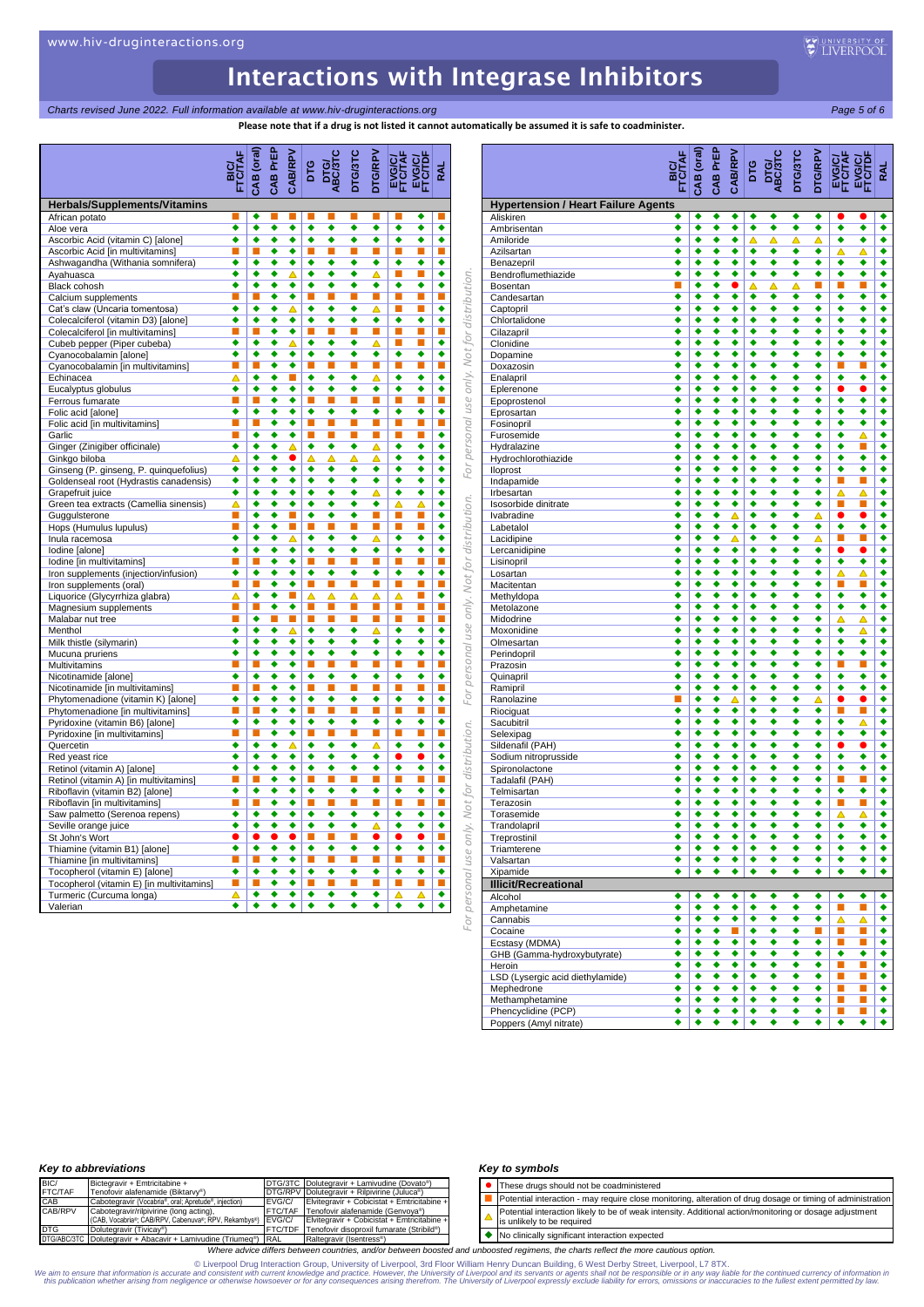# Interactions with Integrase Inhibitors

*Charts revised June 2022. Full information available at www.hiv-druginteractions.org*

**Please note that if a drug is not listed it cannot automatically be assumed it is safe to coadminister.**

| Herbals/Supplements/Vitamins | BIC/FTC/TAF | CAB (oral) | CAB PrEP | CAB/RPV | DTG | DTG/ABC/3TC | DTG/3TC | DTG/RPV | EVG/C/FTC/TAF | EVG/C/FTC/TDF | RAL |
|---|---|---|---|---|---|---|---|---|---|---|---|
| African potato | ■ | ◆ | ■ | ■ | ■ | ■ | ■ | ■ | ■ | ◆ | ■ |
| Aloe vera | ◆ | ◆ | ◆ | ◆ | ◆ | ◆ | ◆ | ◆ | ◆ | ◆ | ◆ |
| Ascorbic Acid (vitamin C) [alone] | ◆ | ◆ | ◆ | ◆ | ◆ | ◆ | ◆ | ◆ | ◆ | ◆ | ◆ |
| Ascorbic Acid [in multivitamins] | ■ | ■ | ◆ | ◆ | ■ | ■ | ■ | ■ | ■ | ■ | ■ |
| Ashwagandha (Withania somnifera) | ◆ | ◆ | ◆ | ◆ | ◆ | ◆ | ◆ | ◆ | ◆ | ◆ | ◆ |
| Ayahuasca | ◆ | ◆ | ◆ | △ | ◆ | ◆ | ◆ | △ | ■ | ■ | ◆ |
| Black cohosh | ◆ | ◆ | ◆ | ◆ | ◆ | ◆ | ◆ | ◆ | ◆ | ◆ | ◆ |
| Calcium supplements | ■ | ■ | ◆ | ◆ | ■ | ■ | ■ | ■ | ■ | ■ | ■ |
| Cat's claw (Uncaria tomentosa) | ◆ | ◆ | ◆ | △ | ◆ | ◆ | ◆ | △ | ■ | ■ | ◆ |
| Colecalciferol (vitamin D3) [alone] | ◆ | ◆ | ◆ | ◆ | ◆ | ◆ | ◆ | ◆ | ◆ | ◆ | ◆ |
| Colecalciferol [in multivitamins] | ■ | ■ | ◆ | ◆ | ■ | ■ | ■ | ■ | ■ | ■ | ■ |
| Cubeb pepper (Piper cubeba) | ◆ | ◆ | ◆ | △ | ◆ | ◆ | ◆ | △ | ■ | ■ | ◆ |
| Cyanocobalamin [alone] | ◆ | ◆ | ◆ | ◆ | ◆ | ◆ | ◆ | ◆ | ◆ | ◆ | ◆ |
| Cyanocobalamin [in multivitamins] | ■ | ■ | ◆ | ◆ | ■ | ■ | ■ | ■ | ■ | ■ | ■ |
| Echinacea | △ | ◆ | ◆ | ■ | ◆ | ◆ | ◆ | △ | ◆ | ◆ | ◆ |
| Eucalyptus globulus | ◆ | ◆ | ◆ | ◆ | ◆ | ◆ | ◆ | ◆ | ◆ | ◆ | ◆ |
| Ferrous fumarate | ■ | ■ | ◆ | ◆ | ■ | ■ | ■ | ■ | ■ | ■ | ■ |
| Folic acid [alone] | ◆ | ◆ | ◆ | ◆ | ◆ | ◆ | ◆ | ◆ | ◆ | ◆ | ◆ |
| Folic acid [in multivitamins] | ■ | ■ | ◆ | ◆ | ■ | ■ | ■ | ■ | ■ | ■ | ■ |
| Garlic | ■ | ◆ | ◆ | ◆ | ■ | ■ | ■ | ■ | ■ | ■ | ■ |
| Ginger (Zinigiber officinale) | ◆ | ◆ | ◆ | △ | ◆ | ◆ | ◆ | △ | ◆ | ◆ | ◆ |
| Ginkgo biloba | △ | ◆ | ◆ | ● | △ | △ | △ | △ | ◆ | ◆ | ◆ |
| Ginseng (P. ginseng, P. quinquefolius) | ◆ | ◆ | ◆ | ◆ | ◆ | ◆ | ◆ | ◆ | ◆ | ◆ | ◆ |
| Goldenseal root (Hydrastis canadensis) | ◆ | ◆ | ◆ | ◆ | ◆ | ◆ | ◆ | ◆ | ◆ | ◆ | ◆ |
| Grapefruit juice | ◆ | ◆ | ◆ | ◆ | ◆ | ◆ | ◆ | △ | ◆ | ◆ | ◆ |
| Green tea extracts (Camellia sinensis) | △ | ◆ | ◆ | ◆ | ◆ | ◆ | ◆ | ◆ | △ | △ | ◆ |
| Guggulsterone | ■ | ◆ | ◆ | ■ | ◆ | ◆ | ◆ | ■ | ■ | ■ | ◆ |
| Hops (Humulus lupulus) | ■ | ◆ | ◆ | ■ | ■ | ■ | ■ | ■ | ■ | ■ | ◆ |
| Inula racemosa | ◆ | ◆ | ◆ | △ | ◆ | ◆ | ◆ | △ | ◆ | ◆ | ◆ |
| Iodine [alone] | ◆ | ◆ | ◆ | ◆ | ◆ | ◆ | ◆ | ◆ | ◆ | ◆ | ◆ |
| Iodine [in multivitamins] | ■ | ■ | ◆ | ◆ | ■ | ■ | ■ | ■ | ■ | ■ | ■ |
| Iron supplements (injection/infusion) | ◆ | ◆ | ◆ | ◆ | ◆ | ◆ | ◆ | ◆ | ◆ | ◆ | ◆ |
| Iron supplements (oral) | ■ | ■ | ◆ | ◆ | ■ | ■ | ■ | ■ | ■ | ■ | ■ |
| Liquorice (Glycyrrhiza glabra) | △ | ◆ | ◆ | ■ | △ | △ | △ | △ | △ | ■ | ◆ |
| Magnesium supplements | ■ | ■ | ◆ | ◆ | ■ | ■ | ■ | ■ | ■ | ■ | ■ |
| Malabar nut tree | ■ | ◆ | ■ | ■ | ■ | ■ | ■ | ■ | ■ | ■ | ■ |
| Menthol | ◆ | ◆ | ◆ | △ | ◆ | ◆ | ◆ | △ | ◆ | ◆ | ◆ |
| Milk thistle (silymarin) | ◆ | ◆ | ◆ | ◆ | ◆ | ◆ | ◆ | ◆ | ◆ | ◆ | ◆ |
| Mucuna pruriens | ◆ | ◆ | ◆ | ◆ | ◆ | ◆ | ◆ | ◆ | ◆ | ◆ | ◆ |
| Multivitamins | ■ | ■ | ◆ | ◆ | ■ | ■ | ■ | ■ | ■ | ■ | ■ |
| Nicotinamide [alone] | ◆ | ◆ | ◆ | ◆ | ◆ | ◆ | ◆ | ◆ | ◆ | ◆ | ◆ |
| Nicotinamide [in multivitamins] | ■ | ■ | ◆ | ◆ | ■ | ■ | ■ | ■ | ■ | ■ | ■ |
| Phytomenadione (vitamin K) [alone] | ◆ | ◆ | ◆ | ◆ | ◆ | ◆ | ◆ | ◆ | ◆ | ◆ | ◆ |
| Phytomenadione [in multivitamins] | ■ | ■ | ◆ | ◆ | ■ | ■ | ■ | ■ | ■ | ■ | ■ |
| Pyridoxine (vitamin B6) [alone] | ◆ | ◆ | ◆ | ◆ | ◆ | ◆ | ◆ | ◆ | ◆ | ◆ | ◆ |
| Pyridoxine [in multivitamins] | ■ | ■ | ◆ | ◆ | ■ | ■ | ■ | ■ | ■ | ■ | ■ |
| Quercetin | ◆ | ◆ | ◆ | △ | ◆ | ◆ | ◆ | △ | ◆ | ◆ | ◆ |
| Red yeast rice | ◆ | ◆ | ◆ | ◆ | ◆ | ◆ | ◆ | ◆ | ● | ● | ◆ |
| Retinol (vitamin A) [alone] | ◆ | ◆ | ◆ | ◆ | ◆ | ◆ | ◆ | ◆ | ◆ | ◆ | ◆ |
| Retinol (vitamin A) [in multivitamins] | ■ | ■ | ◆ | ◆ | ■ | ■ | ■ | ■ | ■ | ■ | ■ |
| Riboflavin (vitamin B2) [alone] | ◆ | ◆ | ◆ | ◆ | ◆ | ◆ | ◆ | ◆ | ◆ | ◆ | ◆ |
| Riboflavin [in multivitamins] | ■ | ■ | ◆ | ◆ | ■ | ■ | ■ | ■ | ■ | ■ | ■ |
| Saw palmetto (Serenoa repens) | ◆ | ◆ | ◆ | ◆ | ◆ | ◆ | ◆ | ◆ | ◆ | ◆ | ◆ |
| Seville orange juice | ◆ | ◆ | ◆ | ◆ | ◆ | ◆ | ◆ | △ | ◆ | ◆ | ◆ |
| St John's Wort | ● | ● | ● | ● | ■ | ■ | ■ | ● | ● | ● | ■ |
| Thiamine (vitamin B1) [alone] | ◆ | ◆ | ◆ | ◆ | ◆ | ◆ | ◆ | ◆ | ◆ | ◆ | ◆ |
| Thiamine [in multivitamins] | ■ | ■ | ◆ | ◆ | ■ | ■ | ■ | ■ | ■ | ■ | ■ |
| Tocopherol (vitamin E) [alone] | ◆ | ◆ | ◆ | ◆ | ◆ | ◆ | ◆ | ◆ | ◆ | ◆ | ◆ |
| Tocopherol (vitamin E) [in multivitamins] | ■ | ■ | ◆ | ◆ | ■ | ■ | ■ | ■ | ■ | ■ | ■ |
| Turmeric (Curcuma longa) | △ | ◆ | ◆ | ◆ | ◆ | ◆ | ◆ | ◆ | △ | △ | ◆ |
| Valerian | ◆ | ◆ | ◆ | ◆ | ◆ | ◆ | ◆ | ◆ | ◆ | ◆ | ◆ |

| Hypertension / Heart Failure Agents | BIC/FTC/TAF | CAB (oral) | CAB PrEP | CAB/RPV | DTG | DTG/ABC/3TC | DTG/3TC | DTG/RPV | EVG/C/FTC/TAF | EVG/C/FTC/TDF | RAL |
|---|---|---|---|---|---|---|---|---|---|---|---|
| Aliskiren | ◆ | ◆ | ◆ | ◆ | ◆ | ◆ | ◆ | ◆ | ● | ● | ◆ |
| Ambrisentan | ◆ | ◆ | ◆ | ◆ | ◆ | ◆ | ◆ | ◆ | ◆ | ◆ | ◆ |
| Amiloride | ◆ | ◆ | ◆ | ◆ | △ | △ | △ | △ | ◆ | ◆ | ◆ |
| Azilsartan | ◆ | ◆ | ◆ | ◆ | ◆ | ◆ | ◆ | ◆ | △ | △ | ◆ |
| Benazepril | ◆ | ◆ | ◆ | ◆ | ◆ | ◆ | ◆ | ◆ | ◆ | ◆ | ◆ |
| Bendroflumethiazide | ◆ | ◆ | ◆ | ◆ | ◆ | ◆ | ◆ | ◆ | ◆ | ◆ | ◆ |
| Bosentan | ■ | ◆ | ◆ | ● | △ | △ | △ | ■ | ■ | ■ | ◆ |
| Candesartan | ◆ | ◆ | ◆ | ◆ | ◆ | ◆ | ◆ | ◆ | ◆ | ◆ | ◆ |
| Captopril | ◆ | ◆ | ◆ | ◆ | ◆ | ◆ | ◆ | ◆ | ◆ | ◆ | ◆ |
| Chlortalidone | ◆ | ◆ | ◆ | ◆ | ◆ | ◆ | ◆ | ◆ | ◆ | ◆ | ◆ |
| Cilazapril | ◆ | ◆ | ◆ | ◆ | ◆ | ◆ | ◆ | ◆ | ◆ | ◆ | ◆ |
| Clonidine | ◆ | ◆ | ◆ | ◆ | ◆ | ◆ | ◆ | ◆ | ◆ | ◆ | ◆ |
| Dopamine | ◆ | ◆ | ◆ | ◆ | ◆ | ◆ | ◆ | ◆ | ◆ | ◆ | ◆ |
| Doxazosin | ◆ | ◆ | ◆ | ◆ | ◆ | ◆ | ◆ | ◆ | ■ | ■ | ◆ |
| Enalapril | ◆ | ◆ | ◆ | ◆ | ◆ | ◆ | ◆ | ◆ | ◆ | ◆ | ◆ |
| Eplerenone | ◆ | ◆ | ◆ | ◆ | ◆ | ◆ | ◆ | ◆ | ● | ● | ◆ |
| Epoprostenol | ◆ | ◆ | ◆ | ◆ | ◆ | ◆ | ◆ | ◆ | ◆ | ◆ | ◆ |
| Eprosartan | ◆ | ◆ | ◆ | ◆ | ◆ | ◆ | ◆ | ◆ | ◆ | ◆ | ◆ |
| Fosinopril | ◆ | ◆ | ◆ | ◆ | ◆ | ◆ | ◆ | ◆ | ◆ | ◆ | ◆ |
| Furosemide | ◆ | ◆ | ◆ | ◆ | ◆ | ◆ | ◆ | ◆ | ◆ | △ | ◆ |
| Hydralazine | ◆ | ◆ | ◆ | ◆ | ◆ | ◆ | ◆ | ◆ | ◆ | ■ | ◆ |
| Hydrochlorothiazide | ◆ | ◆ | ◆ | ◆ | ◆ | ◆ | ◆ | ◆ | ◆ | ◆ | ◆ |
| Iloprost | ◆ | ◆ | ◆ | ◆ | ◆ | ◆ | ◆ | ◆ | ◆ | ◆ | ◆ |
| Indapamide | ◆ | ◆ | ◆ | ◆ | ◆ | ◆ | ◆ | ◆ | ■ | ■ | ◆ |
| Irbesartan | ◆ | ◆ | ◆ | ◆ | ◆ | ◆ | ◆ | ◆ | △ | △ | ◆ |
| Isosorbide dinitrate | ◆ | ◆ | ◆ | ◆ | ◆ | ◆ | ◆ | ◆ | ■ | ■ | ◆ |
| Ivabradine | ◆ | ◆ | ◆ | △ | ◆ | ◆ | ◆ | △ | ● | ● | ◆ |
| Labetalol | ◆ | ◆ | ◆ | ◆ | ◆ | ◆ | ◆ | ◆ | ■ | ■ | ◆ |
| Lacidipine | ◆ | ◆ | ◆ | △ | ◆ | ◆ | ◆ | △ | ■ | ■ | ◆ |
| Lercanidipine | ◆ | ◆ | ◆ | ◆ | ◆ | ◆ | ◆ | ◆ | ● | ● | ◆ |
| Lisinopril | ◆ | ◆ | ◆ | ◆ | ◆ | ◆ | ◆ | ◆ | ◆ | ◆ | ◆ |
| Losartan | ◆ | ◆ | ◆ | ◆ | ◆ | ◆ | ◆ | ◆ | △ | △ | ◆ |
| Macitentan | ◆ | ◆ | ◆ | ◆ | ◆ | ◆ | ◆ | ◆ | ■ | ■ | ◆ |
| Methyldopa | ◆ | ◆ | ◆ | ◆ | ◆ | ◆ | ◆ | ◆ | ■ | ■ | ◆ |
| Metolazone | ◆ | ◆ | ◆ | ◆ | ◆ | ◆ | ◆ | ◆ | ◆ | ◆ | ◆ |
| Midodrine | ◆ | ◆ | ◆ | ◆ | ◆ | ◆ | ◆ | ◆ | △ | △ | ◆ |
| Moxonidine | ◆ | ◆ | ◆ | ◆ | ◆ | ◆ | ◆ | ◆ | ◆ | △ | ◆ |
| Olmesartan | ◆ | ◆ | ◆ | ◆ | ◆ | ◆ | ◆ | ◆ | ◆ | ◆ | ◆ |
| Perindopril | ◆ | ◆ | ◆ | ◆ | ◆ | ◆ | ◆ | ◆ | ◆ | ◆ | ◆ |
| Prazosin | ◆ | ◆ | ◆ | ◆ | ◆ | ◆ | ◆ | ◆ | ■ | ■ | ◆ |
| Quinapril | ◆ | ◆ | ◆ | ◆ | ◆ | ◆ | ◆ | ◆ | ◆ | ◆ | ◆ |
| Ramipril | ◆ | ◆ | ◆ | ◆ | ◆ | ◆ | ◆ | ◆ | ◆ | ◆ | ◆ |
| Ranolazine | ■ | ◆ | ◆ | △ | ◆ | ◆ | ◆ | △ | ● | ● | ◆ |
| Riociguat | ◆ | ◆ | ◆ | ◆ | ◆ | ◆ | ◆ | ◆ | ■ | ■ | ◆ |
| Sacubitril | ◆ | ◆ | ◆ | ◆ | ◆ | ◆ | ◆ | ◆ | ◆ | △ | ◆ |
| Selexipag | ◆ | ◆ | ◆ | ◆ | ◆ | ◆ | ◆ | ◆ | ■ | ■ | ◆ |
| Sildenafil (PAH) | ◆ | ◆ | ◆ | ◆ | ◆ | ◆ | ◆ | ◆ | ● | ● | ◆ |
| Sodium nitroprusside | ◆ | ◆ | ◆ | ◆ | ◆ | ◆ | ◆ | ◆ | ◆ | ◆ | ◆ |
| Spironolactone | ◆ | ◆ | ◆ | ◆ | ◆ | ◆ | ◆ | ◆ | ◆ | ◆ | ◆ |
| Tadalafil (PAH) | ◆ | ◆ | ◆ | ◆ | ◆ | ◆ | ◆ | ◆ | ■ | ■ | ◆ |
| Telmisartan | ◆ | ◆ | ◆ | ◆ | ◆ | ◆ | ◆ | ◆ | ◆ | ◆ | ◆ |
| Terazosin | ◆ | ◆ | ◆ | ◆ | ◆ | ◆ | ◆ | ◆ | ■ | ■ | ◆ |
| Torasemide | ◆ | ◆ | ◆ | ◆ | ◆ | ◆ | ◆ | ◆ | △ | △ | ◆ |
| Trandolapril | ◆ | ◆ | ◆ | ◆ | ◆ | ◆ | ◆ | ◆ | ◆ | ◆ | ◆ |
| Treprostinil | ◆ | ◆ | ◆ | ◆ | ◆ | ◆ | ◆ | ◆ | ◆ | ◆ | ◆ |
| Triamterene | ◆ | ◆ | ◆ | ◆ | ◆ | ◆ | ◆ | ◆ | ◆ | ◆ | ◆ |
| Valsartan | ◆ | ◆ | ◆ | ◆ | ◆ | ◆ | ◆ | ◆ | ◆ | ◆ | ◆ |
| Xipamide | ◆ | ◆ | ◆ | ◆ | ◆ | ◆ | ◆ | ◆ | ◆ | ◆ | ◆ |
| **Illicit/Recreational** | | | | | | | | | | | |
| Alcohol | ◆ | ◆ | ◆ | ◆ | ◆ | ◆ | ◆ | ◆ | ◆ | ◆ | ◆ |
| Amphetamine | ◆ | ◆ | ◆ | ◆ | ◆ | ◆ | ◆ | ◆ | ■ | ■ | ◆ |
| Cannabis | ◆ | ◆ | ◆ | ◆ | ◆ | ◆ | ◆ | ◆ | △ | △ | ◆ |
| Cocaine | ◆ | ◆ | ◆ | ■ | ◆ | ◆ | ◆ | ■ | ■ | ■ | ◆ |
| Ecstasy (MDMA) | ◆ | ◆ | ◆ | ◆ | ◆ | ◆ | ◆ | ◆ | ■ | ■ | ◆ |
| GHB (Gamma-hydroxybutyrate) | ◆ | ◆ | ◆ | ◆ | ◆ | ◆ | ◆ | ◆ | ■ | ■ | ◆ |
| Heroin | ◆ | ◆ | ◆ | ◆ | ◆ | ◆ | ◆ | ◆ | ■ | ■ | ◆ |
| LSD (Lysergic acid diethylamide) | ◆ | ◆ | ◆ | ◆ | ◆ | ◆ | ◆ | ◆ | ■ | ■ | ◆ |
| Mephedrone | ◆ | ◆ | ◆ | ◆ | ◆ | ◆ | ◆ | ◆ | ■ | ■ | ◆ |
| Methamphetamine | ◆ | ◆ | ◆ | ◆ | ◆ | ◆ | ◆ | ◆ | ■ | ■ | ◆ |
| Phencyclidine (PCP) | ◆ | ◆ | ◆ | ◆ | ◆ | ◆ | ◆ | ◆ | ■ | ■ | ◆ |
| Poppers (Amyl nitrate) | ◆ | ◆ | ◆ | ◆ | ◆ | ◆ | ◆ | ◆ | ◆ | ◆ | ◆ |

*For personal use only. Not for distribution.*

### Key to abbreviations

| | | | |
|---|---|---|---|
| BIC/FTC/TAF | Bictegravir + Emtricitabine + Tenofovir alafenamide (Biktarvy®) | DTG/3TC | Dolutegravir + Lamivudine (Dovato®) |
| CAB | Cabotegravir (Vocabria®, oral; Apretude®, injection) | DTG/RPV | Dolutegravir + Rilpivirine (Juluca®) |
| CAB/RPV | Cabotegravir/rilpivirine (long acting), (CAB, Vocabria®; CAB/RPV, Cabenuva®; RPV, Rekambys®) | EVG/C/FTC/TAF | Elvitegravir + Cobicistat + Emtricitabine + Tenofovir alafenamide (Genvoya®) |
| DTG | Dolutegravir (Tivicay®) | EVG/C/FTC/TDF | Elvitegravir + Cobicistat + Emtricitabine + Tenofovir disoproxil fumarate (Stribild®) |
| DTG/ABC/3TC | Dolutegravir + Abacavir + Lamivudine (Triumeq®) | RAL | Raltegravir (Isentress®) |

### Key to symbols

- ● These drugs should not be coadministered
- ■ Potential interaction - may require close monitoring, alteration of drug dosage or timing of administration
- △ Potential interaction likely to be of weak intensity. Additional action/monitoring or dosage adjustment is unlikely to be required
- ◆ No clinically significant interaction expected

*Where advice differs between countries, and/or between boosted and unboosted regimens, the charts reflect the more cautious option.*

© Liverpool Drug Interaction Group, University of Liverpool, 3rd Floor William Henry Duncan Building, 6 West Derby Street, Liverpool, L7 8TX.

*We aim to ensure that information is accurate and consistent with current knowledge and practice. However, the University of Liverpool and its servants or agents shall not be responsible or in any way liable for the continued currency of information in this publication whether arising from negligence or otherwise howsoever or for any consequences arising therefrom. The University of Liverpool expressly exclude liability for errors, omissions or inaccuracies to the fullest extent permitted by law.*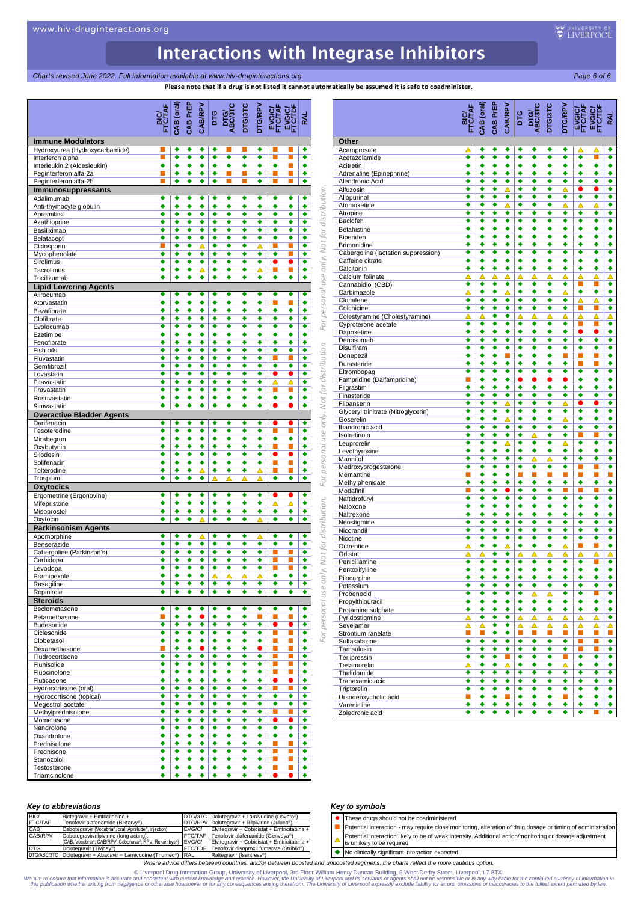# Interactions with Integrase Inhibitors

*Charts revised June 2022. Full information available at www.hiv-druginteractions.org*

**Please note that if a drug is not listed it cannot automatically be assumed it is safe to coadminister.**

| | BIC/FTC/TAF | CAB (oral) | CAB PrEP | CAB/RPV | DTG | DTG/ABC/3TC | DTG/3TC | DTG/RPV | EVG/C/FTC/TAF | EVG/C/FTC/TDF | RAL |
|---|---|---|---|---|---|---|---|---|---|---|---|
| **Immune Modulators** | | | | | | | | | | | |
| Hydroxyurea (Hydroxycarbamide) | ■ | ◆ | ◆ | ◆ | ◆ | ■ | ■ | ◆ | ■ | ■ | ◆ |
| Interferon alpha | ■ | ◆ | ◆ | ◆ | ◆ | ◆ | ◆ | ◆ | ◆ | ■ | ◆ |
| Interleukin 2 (Aldesleukin) | ◆ | ◆ | ◆ | ◆ | ◆ | ◆ | ◆ | ◆ | ◆ | ■ | ◆ |
| Peginterferon alfa-2a | ■ | ◆ | ◆ | ◆ | ◆ | ■ | ■ | ◆ | ◆ | ■ | ◆ |
| Peginterferon alfa-2b | ■ | ◆ | ◆ | ◆ | ◆ | ■ | ■ | ◆ | ◆ | ■ | ◆ |
| **Immunosuppressants** | | | | | | | | | | | |
| Adalimumab | ◆ | ◆ | ◆ | ◆ | ◆ | ◆ | ◆ | ◆ | ◆ | ◆ | ◆ |
| Anti-thymocyte globulin | ◆ | ◆ | ◆ | ◆ | ◆ | ◆ | ◆ | ◆ | ◆ | ◆ | ◆ |
| Apremilast | ◆ | ◆ | ◆ | ◆ | ◆ | ◆ | ◆ | ◆ | ◆ | ◆ | ◆ |
| Azathioprine | ◆ | ◆ | ◆ | ◆ | ◆ | ◆ | ◆ | ◆ | ◆ | ◆ | ◆ |
| Basiliximab | ◆ | ◆ | ◆ | ◆ | ◆ | ◆ | ◆ | ◆ | ◆ | ◆ | ◆ |
| Belatacept | ◆ | ◆ | ◆ | ◆ | ◆ | ◆ | ◆ | ◆ | ◆ | ◆ | ◆ |
| Ciclosporin | ■ | ◆ | ◆ | △ | ◆ | ◆ | ◆ | △ | ■ | ■ | ◆ |
| Mycophenolate | ◆ | ◆ | ◆ | ◆ | ◆ | ◆ | ◆ | ◆ | ◆ | ■ | ◆ |
| Sirolimus | ◆ | ◆ | ◆ | ◆ | ◆ | ◆ | ◆ | ◆ | ● | ● | ◆ |
| Tacrolimus | ◆ | ◆ | ◆ | △ | ◆ | ◆ | ◆ | △ | ■ | ■ | ◆ |
| Tocilizumab | ◆ | ◆ | ◆ | ◆ | ◆ | ◆ | ◆ | ◆ | ◆ | ◆ | ◆ |
| **Lipid Lowering Agents** | | | | | | | | | | | |
| Alirocumab | ◆ | ◆ | ◆ | ◆ | ◆ | ◆ | ◆ | ◆ | ◆ | ◆ | ◆ |
| Atorvastatin | ◆ | ◆ | ◆ | ◆ | ◆ | ◆ | ◆ | ◆ | ■ | ■ | ◆ |
| Bezafibrate | ◆ | ◆ | ◆ | ◆ | ◆ | ◆ | ◆ | ◆ | ◆ | ◆ | ◆ |
| Clofibrate | ◆ | ◆ | ◆ | ◆ | ◆ | ◆ | ◆ | ◆ | ◆ | ◆ | ◆ |
| Evolocumab | ◆ | ◆ | ◆ | ◆ | ◆ | ◆ | ◆ | ◆ | ◆ | ◆ | ◆ |
| Ezetimibe | ◆ | ◆ | ◆ | ◆ | ◆ | ◆ | ◆ | ◆ | ◆ | ◆ | ◆ |
| Fenofibrate | ◆ | ◆ | ◆ | ◆ | ◆ | ◆ | ◆ | ◆ | ◆ | ◆ | ◆ |
| Fish oils | ◆ | ◆ | ◆ | ◆ | ◆ | ◆ | ◆ | ◆ | ◆ | ◆ | ◆ |
| Fluvastatin | ◆ | ◆ | ◆ | ◆ | ◆ | ◆ | ◆ | ◆ | ■ | ■ | ◆ |
| Gemfibrozil | ◆ | ◆ | ◆ | ◆ | ◆ | ◆ | ◆ | ◆ | ◆ | ◆ | ◆ |
| Lovastatin | ◆ | ◆ | ◆ | ◆ | ◆ | ◆ | ◆ | ◆ | ● | ● | ◆ |
| Pitavastatin | ◆ | ◆ | ◆ | ◆ | ◆ | ◆ | ◆ | ◆ | △ | △ | ◆ |
| Pravastatin | ◆ | ◆ | ◆ | ◆ | ◆ | ◆ | ◆ | ◆ | ■ | ■ | ◆ |
| Rosuvastatin | ◆ | ◆ | ◆ | ◆ | ◆ | ◆ | ◆ | ◆ | ◆ | ◆ | ◆ |
| Simvastatin | ◆ | ◆ | ◆ | ◆ | ◆ | ◆ | ◆ | ◆ | ● | ● | ◆ |
| **Overactive Bladder Agents** | | | | | | | | | | | |
| Darifenacin | ◆ | ◆ | ◆ | ◆ | ◆ | ◆ | ◆ | ◆ | ● | ● | ◆ |
| Fesoterodine | ◆ | ◆ | ◆ | ◆ | ◆ | ◆ | ◆ | ◆ | ■ | ■ | ◆ |
| Mirabegron | ◆ | ◆ | ◆ | ◆ | ◆ | ◆ | ◆ | ◆ | ◆ | ◆ | ◆ |
| Oxybutynin | ◆ | ◆ | ◆ | ◆ | ◆ | ◆ | ◆ | ◆ | ■ | ■ | ◆ |
| Silodosin | ◆ | ◆ | ◆ | ◆ | ◆ | ◆ | ◆ | ◆ | ● | ● | ◆ |
| Solifenacin | ◆ | ◆ | ◆ | ◆ | ◆ | ◆ | ◆ | ◆ | ■ | ■ | ◆ |
| Tolterodine | ◆ | ◆ | ◆ | △ | ◆ | ◆ | ◆ | △ | ■ | ■ | ◆ |
| Trospium | ◆ | ◆ | ◆ | ◆ | △ | △ | △ | △ | ◆ | ◆ | ◆ |
| **Oxytocics** | | | | | | | | | | | |
| Ergometrine (Ergonovine) | ◆ | ◆ | ◆ | ◆ | ◆ | ◆ | ◆ | ◆ | ● | ● | ◆ |
| Mifepristone | ◆ | ◆ | ◆ | ◆ | ◆ | ◆ | ◆ | ◆ | △ | △ | ◆ |
| Misoprostol | ◆ | ◆ | ◆ | ◆ | ◆ | ◆ | ◆ | ◆ | ◆ | ◆ | ◆ |
| Oxytocin | ◆ | ◆ | ◆ | △ | ◆ | ◆ | ◆ | △ | ◆ | ◆ | ◆ |
| **Parkinsonism Agents** | | | | | | | | | | | |
| Apomorphine | ◆ | ◆ | ◆ | △ | ◆ | ◆ | ◆ | △ | ◆ | ◆ | ◆ |
| Benserazide | ◆ | ◆ | ◆ | ◆ | ◆ | ◆ | ◆ | ◆ | ◆ | ◆ | ◆ |
| Cabergoline (Parkinson's) | ◆ | ◆ | ◆ | ◆ | ◆ | ◆ | ◆ | ◆ | ■ | ■ | ◆ |
| Carbidopa | ◆ | ◆ | ◆ | ◆ | ◆ | ◆ | ◆ | ◆ | ■ | ■ | ◆ |
| Levodopa | ◆ | ◆ | ◆ | ◆ | ◆ | ◆ | ◆ | ◆ | ■ | ■ | ◆ |
| Pramipexole | ◆ | ◆ | ◆ | ◆ | △ | △ | △ | △ | ◆ | ◆ | ◆ |
| Rasagiline | ◆ | ◆ | ◆ | ◆ | ◆ | ◆ | ◆ | ◆ | ◆ | ◆ | ◆ |
| Ropinirole | ◆ | ◆ | ◆ | ◆ | ◆ | ◆ | ◆ | ◆ | ◆ | ◆ | ◆ |
| **Steroids** | | | | | | | | | | | |
| Beclometasone | ◆ | ◆ | ◆ | ◆ | ◆ | ◆ | ◆ | ◆ | ◆ | ◆ | ◆ |
| Betamethasone | ■ | ◆ | ◆ | ● | ◆ | ◆ | ◆ | ■ | ■ | ■ | ◆ |
| Budesonide | ◆ | ◆ | ◆ | ◆ | ◆ | ◆ | ◆ | ◆ | ● | ● | ◆ |
| Ciclesonide | ◆ | ◆ | ◆ | ◆ | ◆ | ◆ | ◆ | ◆ | ■ | ■ | ◆ |
| Clobetasol | ◆ | ◆ | ◆ | ◆ | ◆ | ◆ | ◆ | ◆ | ■ | ■ | ◆ |
| Dexamethasone | ■ | ◆ | ◆ | ● | ◆ | ◆ | ◆ | ● | ■ | ■ | ◆ |
| Fludrocortisone | ◆ | ◆ | ◆ | ◆ | ◆ | ◆ | ◆ | ◆ | ■ | ■ | ◆ |
| Flunisolide | ◆ | ◆ | ◆ | ◆ | ◆ | ◆ | ◆ | ◆ | ■ | ■ | ◆ |
| Fluocinolone | ◆ | ◆ | ◆ | ◆ | ◆ | ◆ | ◆ | ◆ | ■ | ■ | ◆ |
| Fluticasone | ◆ | ◆ | ◆ | ◆ | ◆ | ◆ | ◆ | ◆ | ● | ● | ◆ |
| Hydrocortisone (oral) | ◆ | ◆ | ◆ | ◆ | ◆ | ◆ | ◆ | ◆ | ■ | ■ | ◆ |
| Hydrocortisone (topical) | ◆ | ◆ | ◆ | ◆ | ◆ | ◆ | ◆ | ◆ | ◆ | ◆ | ◆ |
| Megestrol acetate | ◆ | ◆ | ◆ | ◆ | ◆ | ◆ | ◆ | ◆ | ◆ | ◆ | ◆ |
| Methylprednisolone | ◆ | ◆ | ◆ | ◆ | ◆ | ◆ | ◆ | ◆ | ■ | ■ | ◆ |
| Mometasone | ◆ | ◆ | ◆ | ◆ | ◆ | ◆ | ◆ | ◆ | ● | ● | ◆ |
| Nandrolone | ◆ | ◆ | ◆ | ◆ | ◆ | ◆ | ◆ | ◆ | ◆ | ◆ | ◆ |
| Oxandrolone | ◆ | ◆ | ◆ | ◆ | ◆ | ◆ | ◆ | ◆ | ◆ | ◆ | ◆ |
| Prednisolone | ◆ | ◆ | ◆ | ◆ | ◆ | ◆ | ◆ | ◆ | ■ | ■ | ◆ |
| Prednisone | ◆ | ◆ | ◆ | ◆ | ◆ | ◆ | ◆ | ◆ | ■ | ■ | ◆ |
| Stanozolol | ◆ | ◆ | ◆ | ◆ | ◆ | ◆ | ◆ | ◆ | ■ | ■ | ◆ |
| Testosterone | ◆ | ◆ | ◆ | ◆ | ◆ | ◆ | ◆ | ◆ | ■ | ■ | ◆ |
| Triamcinolone | ◆ | ◆ | ◆ | ◆ | ◆ | ◆ | ◆ | ◆ | ● | ● | ◆ |

| | BIC/FTC/TAF | CAB (oral) | CAB PrEP | CAB/RPV | DTG | DTG/ABC/3TC | DTG/3TC | DTG/RPV | EVG/C/FTC/TAF | EVG/C/FTC/TDF | RAL |
|---|---|---|---|---|---|---|---|---|---|---|---|
| **Other** | | | | | | | | | | | |
| Acamprosate | △ | ◆ | ◆ | ◆ | ◆ | ◆ | ◆ | ◆ | △ | △ | ◆ |
| Acetazolamide | ◆ | ◆ | ◆ | ◆ | ◆ | ◆ | ◆ | ◆ | ◆ | ■ | ◆ |
| Acitretin | ◆ | ◆ | ◆ | ◆ | ◆ | ◆ | ◆ | ◆ | ◆ | ◆ | ◆ |
| Adrenaline (Epinephrine) | ◆ | ◆ | ◆ | ◆ | ◆ | ◆ | ◆ | ◆ | ◆ | ◆ | ◆ |
| Alendronic Acid | ◆ | ◆ | ◆ | ◆ | ◆ | ◆ | ◆ | ◆ | ◆ | ◆ | ◆ |
| Alfuzosin | ◆ | ◆ | ◆ | △ | ◆ | ◆ | ◆ | △ | ● | ● | ◆ |
| Allopurinol | ◆ | ◆ | ◆ | ◆ | ◆ | ◆ | ◆ | ◆ | ◆ | ◆ | ◆ |
| Atomoxetine | ◆ | ◆ | ◆ | △ | ◆ | ◆ | ◆ | △ | △ | △ | ◆ |
| Atropine | ◆ | ◆ | ◆ | ◆ | ◆ | ◆ | ◆ | ◆ | ◆ | ◆ | ◆ |
| Baclofen | ◆ | ◆ | ◆ | ◆ | ◆ | ◆ | ◆ | ◆ | ◆ | ◆ | ◆ |
| Betahistine | ◆ | ◆ | ◆ | ◆ | ◆ | ◆ | ◆ | ◆ | ◆ | ◆ | ◆ |
| Biperiden | ◆ | ◆ | ◆ | ◆ | ◆ | ◆ | ◆ | ◆ | ◆ | ◆ | ◆ |
| Brimonidine | ◆ | ◆ | ◆ | ◆ | ◆ | ◆ | ◆ | ◆ | ◆ | ◆ | ◆ |
| Cabergoline (lactation suppression) | ◆ | ◆ | ◆ | ◆ | ◆ | ◆ | ◆ | ◆ | ◆ | ◆ | ◆ |
| Caffeine citrate | ◆ | ◆ | ◆ | ◆ | ◆ | ◆ | ◆ | ◆ | ◆ | ◆ | ◆ |
| Calcitonin | ◆ | ◆ | ◆ | ◆ | ◆ | ◆ | ◆ | ◆ | ◆ | ◆ | ◆ |
| Calcium folinate | △ | △ | △ | △ | △ | △ | △ | △ | △ | △ | △ |
| Cannabidiol (CBD) | ◆ | ◆ | ◆ | ◆ | ◆ | ◆ | ◆ | ◆ | ■ | ■ | ◆ |
| Carbimazole | △ | ◆ | ◆ | △ | ◆ | ◆ | ◆ | △ | ◆ | ◆ | ◆ |
| Clomifene | ◆ | ◆ | ◆ | ◆ | ◆ | ◆ | ◆ | ◆ | △ | △ | ◆ |
| Colchicine | ◆ | ◆ | ◆ | ◆ | ◆ | ◆ | ◆ | ◆ | ■ | ■ | ◆ |
| Colestyramine (Cholestyramine) | △ | △ | ◆ | ◆ | △ | △ | △ | △ | △ | △ | △ |
| Cyproterone acetate | ◆ | ◆ | ◆ | ◆ | ◆ | ◆ | ◆ | ◆ | ■ | ■ | ◆ |
| Dapoxetine | ◆ | ◆ | ◆ | ◆ | ◆ | ◆ | ◆ | ◆ | ● | ● | ◆ |
| Denosumab | ◆ | ◆ | ◆ | ◆ | ◆ | ◆ | ◆ | ◆ | ◆ | ◆ | ◆ |
| Disulfiram | ◆ | ◆ | ◆ | ◆ | ◆ | ◆ | ◆ | ◆ | ◆ | ◆ | ◆ |
| Donepezil | ◆ | ◆ | ◆ | ■ | ◆ | ◆ | ◆ | ■ | ■ | ■ | ◆ |
| Dutasteride | ◆ | ◆ | ◆ | ◆ | ◆ | ◆ | ◆ | ◆ | ■ | ■ | ◆ |
| Eltrombopag | ◆ | ◆ | ◆ | ◆ | ◆ | ◆ | ◆ | ◆ | ◆ | ◆ | ◆ |
| Fampridine (Dalfampridine) | ■ | ◆ | ◆ | ◆ | ● | ● | ● | ● | ◆ | ◆ | ◆ |
| Filgrastim | ◆ | ◆ | ◆ | ◆ | ◆ | ◆ | ◆ | ◆ | ◆ | ◆ | ◆ |
| Finasteride | ◆ | ◆ | ◆ | ◆ | ◆ | ◆ | ◆ | ◆ | ◆ | ◆ | ◆ |
| Flibanserin | ◆ | ◆ | ◆ | △ | ◆ | ◆ | ◆ | △ | ● | ● | ◆ |
| Glyceryl trinitrate (Nitroglycerin) | ◆ | ◆ | ◆ | ◆ | ◆ | ◆ | ◆ | ◆ | ◆ | ◆ | ◆ |
| Goserelin | ◆ | ◆ | ◆ | △ | ◆ | ◆ | ◆ | △ | ◆ | ◆ | ◆ |
| Ibandronic acid | ◆ | ◆ | ◆ | ◆ | ◆ | ◆ | ◆ | ◆ | ◆ | ◆ | ◆ |
| Isotretinoin | ◆ | ◆ | ◆ | ◆ | ◆ | △ | ◆ | ◆ | ■ | ■ | ◆ |
| Leuprorelin | ◆ | ◆ | ◆ | △ | ◆ | ◆ | ◆ | △ | ◆ | ◆ | ◆ |
| Levothyroxine | ◆ | ◆ | ◆ | ◆ | ◆ | ◆ | ◆ | ◆ | ◆ | ◆ | ◆ |
| Mannitol | ◆ | ◆ | ◆ | ◆ | ◆ | △ | △ | ◆ | ◆ | ◆ | ◆ |
| Medroxyprogesterone | ◆ | ◆ | ◆ | ◆ | ◆ | ◆ | ◆ | ◆ | ■ | ■ | ◆ |
| Memantine | ■ | ◆ | ◆ | ◆ | ■ | ■ | ■ | ■ | ■ | ■ | ■ |
| Methylphenidate | ◆ | ◆ | ◆ | ◆ | ◆ | ◆ | ◆ | ◆ | ◆ | ◆ | ◆ |
| Modafinil | ■ | ◆ | ◆ | ● | ◆ | ◆ | ◆ | ■ | ■ | ■ | ◆ |
| Naftidrofuryl | ◆ | ◆ | ◆ | ◆ | ◆ | ◆ | ◆ | ◆ | ◆ | ◆ | ◆ |
| Naloxone | ◆ | ◆ | ◆ | ◆ | ◆ | ◆ | ◆ | ◆ | ◆ | ◆ | ◆ |
| Naltrexone | ◆ | ◆ | ◆ | ◆ | ◆ | ◆ | ◆ | ◆ | ◆ | ◆ | ◆ |
| Neostigmine | ◆ | ◆ | ◆ | ◆ | ◆ | ◆ | ◆ | ◆ | ◆ | ◆ | ◆ |
| Nicorandil | ◆ | ◆ | ◆ | ◆ | ◆ | ◆ | ◆ | ◆ | ◆ | ◆ | ◆ |
| Nicotine | ◆ | ◆ | ◆ | ◆ | ◆ | ◆ | ◆ | ◆ | ◆ | ◆ | ◆ |
| Octreotide | △ | ◆ | ◆ | △ | ◆ | ◆ | ◆ | △ | ■ | ■ | ◆ |
| Orlistat | △ | △ | ◆ | ◆ | △ | △ | △ | △ | △ | △ | △ |
| Penicillamine | ◆ | ◆ | ◆ | ◆ | ◆ | ◆ | ◆ | ◆ | ◆ | ■ | ◆ |
| Pentoxifylline | ◆ | ◆ | ◆ | ◆ | ◆ | ◆ | ◆ | ◆ | ◆ | ◆ | ◆ |
| Pilocarpine | ◆ | ◆ | ◆ | ◆ | ◆ | ◆ | ◆ | ◆ | ◆ | ◆ | ◆ |
| Potassium | ◆ | ◆ | ◆ | ◆ | ◆ | ◆ | ◆ | ◆ | ◆ | ◆ | ◆ |
| Probenecid | ◆ | ◆ | ◆ | ◆ | ◆ | △ | △ | ◆ | ◆ | ■ | ◆ |
| Propylthiouracil | ◆ | ◆ | ◆ | ◆ | ◆ | ◆ | ◆ | ◆ | ◆ | ◆ | ◆ |
| Protamine sulphate | ◆ | ◆ | ◆ | ◆ | ◆ | ◆ | ◆ | ◆ | ◆ | ◆ | ◆ |
| Pyridostigmine | △ | ◆ | ◆ | ◆ | △ | △ | △ | △ | △ | △ | ◆ |
| Sevelamer | △ | △ | ◆ | ◆ | △ | △ | △ | △ | △ | △ | △ |
| Strontium ranelate | ■ | ■ | ◆ | ◆ | ■ | ■ | ■ | ■ | ■ | ■ | ■ |
| Sulfasalazine | ◆ | ◆ | ◆ | ◆ | ◆ | ◆ | ◆ | ◆ | ◆ | ◆ | ◆ |
| Tamsulosin | ◆ | ◆ | ◆ | ◆ | ◆ | ◆ | ◆ | ◆ | ■ | ■ | ◆ |
| Terlipressin | ◆ | ◆ | ◆ | ■ | ◆ | ◆ | ◆ | ■ | ◆ | ◆ | ◆ |
| Tesamorelin | △ | ◆ | ◆ | △ | ◆ | ◆ | ◆ | △ | ◆ | ◆ | ◆ |
| Thalidomide | ◆ | ◆ | ◆ | ◆ | ◆ | ◆ | ◆ | ◆ | ◆ | ◆ | ◆ |
| Tranexamic acid | ◆ | ◆ | ◆ | ◆ | ◆ | ◆ | ◆ | ◆ | ◆ | ◆ | ◆ |
| Triptorelin | ◆ | ◆ | ◆ | ◆ | ◆ | ◆ | ◆ | ◆ | ◆ | ◆ | ◆ |
| Ursodeoxycholic acid | ■ | ◆ | ◆ | ■ | ◆ | ◆ | ◆ | ■ | ◆ | ◆ | ◆ |
| Varenicline | ◆ | ◆ | ◆ | ◆ | ◆ | ◆ | ◆ | ◆ | ◆ | ◆ | ◆ |
| Zoledronic acid | ◆ | ◆ | ◆ | ◆ | ◆ | ◆ | ◆ | ◆ | ◆ | ■ | ◆ |

### Key to abbreviations

| | | | |
|---|---|---|---|
| BIC/FTC/TAF | Bictegravir + Emtricitabine + Tenofovir alafenamide (Biktarvy®) | DTG/3TC | Dolutegravir + Lamivudine (Dovato®) |
| CAB | Cabotegravir (Vocabria®, oral; Apretude®, injection) | DTG/RPV | Dolutegravir + Rilpivirine (Juluca®) |
| CAB/RPV | Cabotegravir/rilpivirine (long acting), (CAB, Vocabria®; CAB/RPV, Cabenuva®; RPV, Rekambys®) | EVG/C/FTC/TAF | Elvitegravir + Cobicistat + Emtricitabine + Tenofovir alafenamide (Genvoya®) |
| DTG | Dolutegravir (Tivicay®) | EVG/C/FTC/TDF | Elvitegravir + Cobicistat + Emtricitabine + Tenofovir disoproxil fumarate (Stribild®) |
| DTG/ABC/3TC | Dolutegravir + Abacavir + Lamivudine (Triumeq®) | RAL | Raltegravir (Isentress®) |

### Key to symbols

- ● These drugs should not be coadministered
- ■ Potential interaction - may require close monitoring, alteration of drug dosage or timing of administration
- △ Potential interaction likely to be of weak intensity. Additional action/monitoring or dosage adjustment is unlikely to be required
- ◆ No clinically significant interaction expected

*Where advice differs between countries, and/or between boosted and unboosted regimens, the charts reflect the more cautious option.*

© Liverpool Drug Interaction Group, University of Liverpool, 3rd Floor William Henry Duncan Building, 6 West Derby Street, Liverpool, L7 8TX.

We aim to ensure that information is accurate and consistent with current knowledge and practice. However, the University of Liverpool and its servants or agents shall not be responsible or in any way liable for the continued currency of information in this publication whether arising from negligence or otherwise howsoever or for any consequences arising therefrom. The University of Liverpool expressly exclude liability for errors, omissions or inaccuracies to the fullest extent permitted by law.